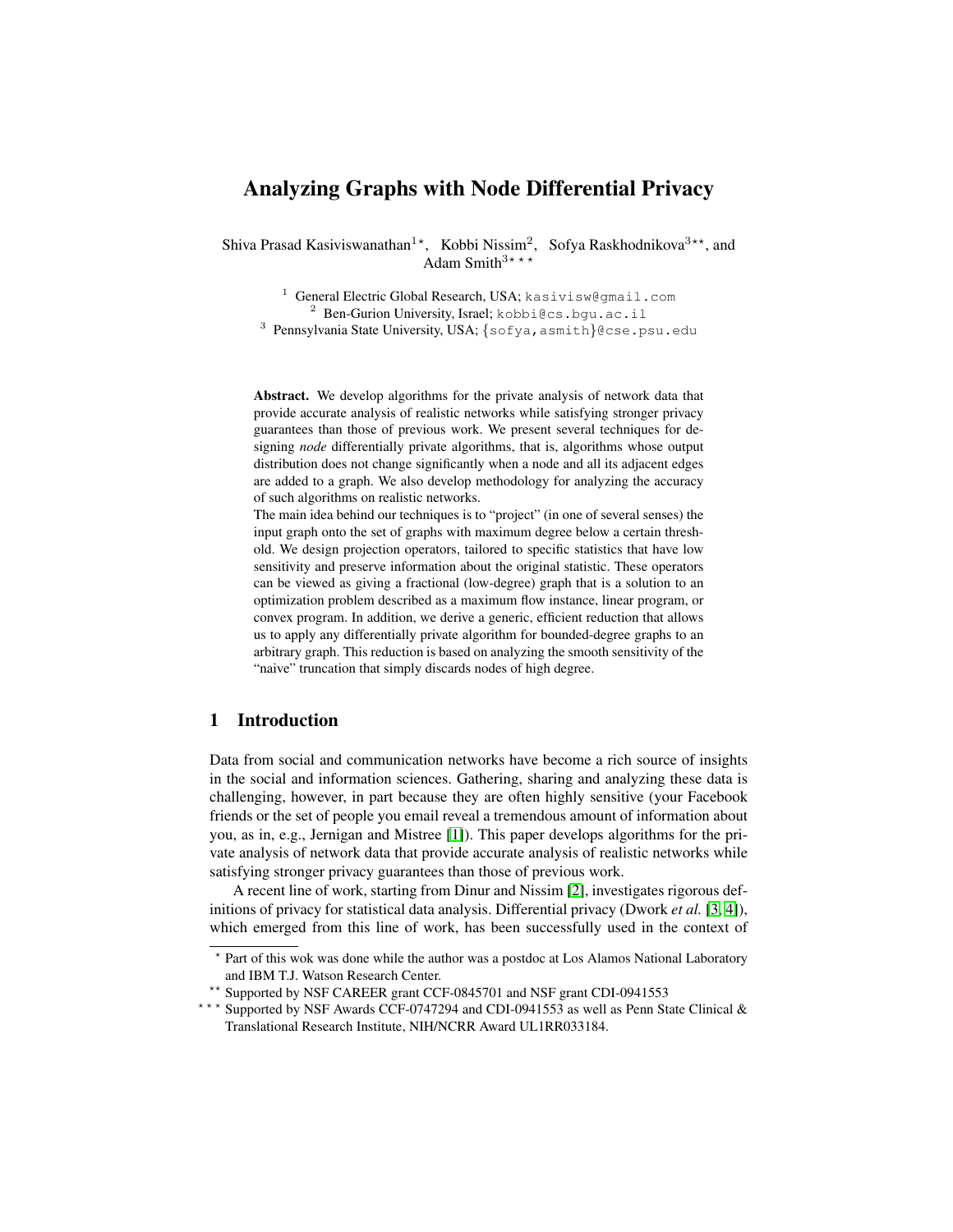# Analyzing Graphs with Node Differential Privacy

Shiva Prasad Kasiviswanathan[1⋆], Kobbi Nissim[2], Sofya Raskhodnikova[3⋆⋆], and Adam Smith[3⋆⋆⋆]

[1] General Electric Global Research, USA; kasivisw@gmail.com
[2] Ben-Gurion University, Israel; kobbi@cs.bgu.ac.il
[3] Pennsylvania State University, USA; {sofya,asmith}@cse.psu.edu

**Abstract.** We develop algorithms for the private analysis of network data that provide accurate analysis of realistic networks while satisfying stronger privacy guarantees than those of previous work. We present several techniques for designing *node* differentially private algorithms, that is, algorithms whose output distribution does not change significantly when a node and all its adjacent edges are added to a graph. We also develop methodology for analyzing the accuracy of such algorithms on realistic networks.

The main idea behind our techniques is to "project" (in one of several senses) the input graph onto the set of graphs with maximum degree below a certain threshold. We design projection operators, tailored to specific statistics that have low sensitivity and preserve information about the original statistic. These operators can be viewed as giving a fractional (low-degree) graph that is a solution to an optimization problem described as a maximum flow instance, linear program, or convex program. In addition, we derive a generic, efficient reduction that allows us to apply any differentially private algorithm for bounded-degree graphs to an arbitrary graph. This reduction is based on analyzing the smooth sensitivity of the "naive" truncation that simply discards nodes of high degree.

## 1 Introduction

Data from social and communication networks have become a rich source of insights in the social and information sciences. Gathering, sharing and analyzing these data is challenging, however, in part because they are often highly sensitive (your Facebook friends or the set of people you email reveal a tremendous amount of information about you, as in, e.g., Jernigan and Mistree [1]). This paper develops algorithms for the private analysis of network data that provide accurate analysis of realistic networks while satisfying stronger privacy guarantees than those of previous work.

A recent line of work, starting from Dinur and Nissim [2], investigates rigorous definitions of privacy for statistical data analysis. Differential privacy (Dwork *et al.* [3, 4]), which emerged from this line of work, has been successfully used in the context of

⋆ Part of this wok was done while the author was a postdoc at Los Alamos National Laboratory and IBM T.J. Watson Research Center.

⋆⋆ Supported by NSF CAREER grant CCF-0845701 and NSF grant CDI-0941553

⋆⋆⋆ Supported by NSF Awards CCF-0747294 and CDI-0941553 as well as Penn State Clinical & Translational Research Institute, NIH/NCRR Award UL1RR033184.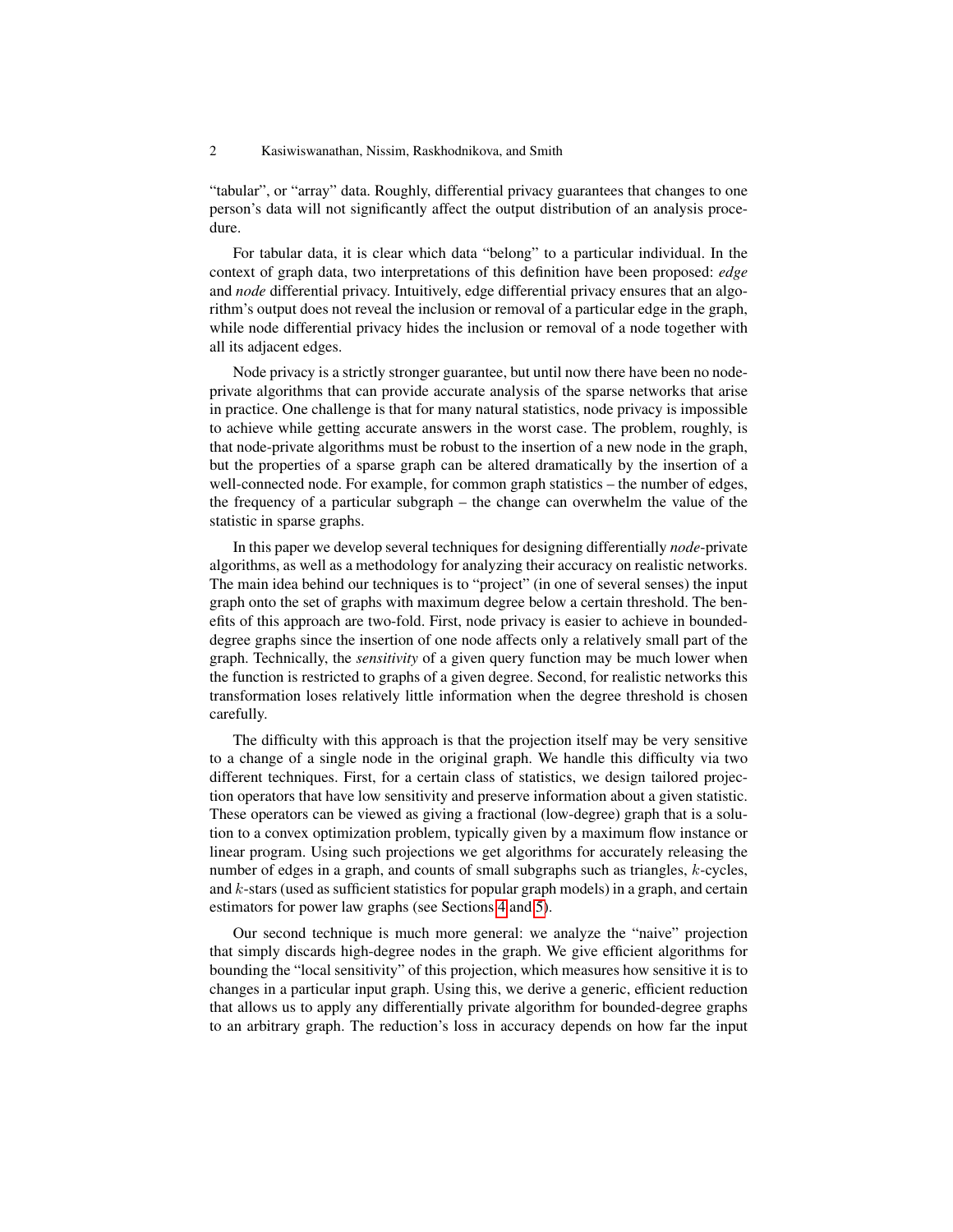"tabular", or "array" data. Roughly, differential privacy guarantees that changes to one person's data will not significantly affect the output distribution of an analysis procedure.

For tabular data, it is clear which data "belong" to a particular individual. In the context of graph data, two interpretations of this definition have been proposed: *edge* and *node* differential privacy. Intuitively, edge differential privacy ensures that an algorithm's output does not reveal the inclusion or removal of a particular edge in the graph, while node differential privacy hides the inclusion or removal of a node together with all its adjacent edges.

Node privacy is a strictly stronger guarantee, but until now there have been no node-private algorithms that can provide accurate analysis of the sparse networks that arise in practice. One challenge is that for many natural statistics, node privacy is impossible to achieve while getting accurate answers in the worst case. The problem, roughly, is that node-private algorithms must be robust to the insertion of a new node in the graph, but the properties of a sparse graph can be altered dramatically by the insertion of a well-connected node. For example, for common graph statistics – the number of edges, the frequency of a particular subgraph – the change can overwhelm the value of the statistic in sparse graphs.

In this paper we develop several techniques for designing differentially *node*-private algorithms, as well as a methodology for analyzing their accuracy on realistic networks. The main idea behind our techniques is to "project" (in one of several senses) the input graph onto the set of graphs with maximum degree below a certain threshold. The benefits of this approach are two-fold. First, node privacy is easier to achieve in bounded-degree graphs since the insertion of one node affects only a relatively small part of the graph. Technically, the *sensitivity* of a given query function may be much lower when the function is restricted to graphs of a given degree. Second, for realistic networks this transformation loses relatively little information when the degree threshold is chosen carefully.

The difficulty with this approach is that the projection itself may be very sensitive to a change of a single node in the original graph. We handle this difficulty via two different techniques. First, for a certain class of statistics, we design tailored projection operators that have low sensitivity and preserve information about a given statistic. These operators can be viewed as giving a fractional (low-degree) graph that is a solution to a convex optimization problem, typically given by a maximum flow instance or linear program. Using such projections we get algorithms for accurately releasing the number of edges in a graph, and counts of small subgraphs such as triangles, $k$-cycles, and $k$-stars (used as sufficient statistics for popular graph models) in a graph, and certain estimators for power law graphs (see Sections 4 and 5).

Our second technique is much more general: we analyze the "naive" projection that simply discards high-degree nodes in the graph. We give efficient algorithms for bounding the "local sensitivity" of this projection, which measures how sensitive it is to changes in a particular input graph. Using this, we derive a generic, efficient reduction that allows us to apply any differentially private algorithm for bounded-degree graphs to an arbitrary graph. The reduction's loss in accuracy depends on how far the input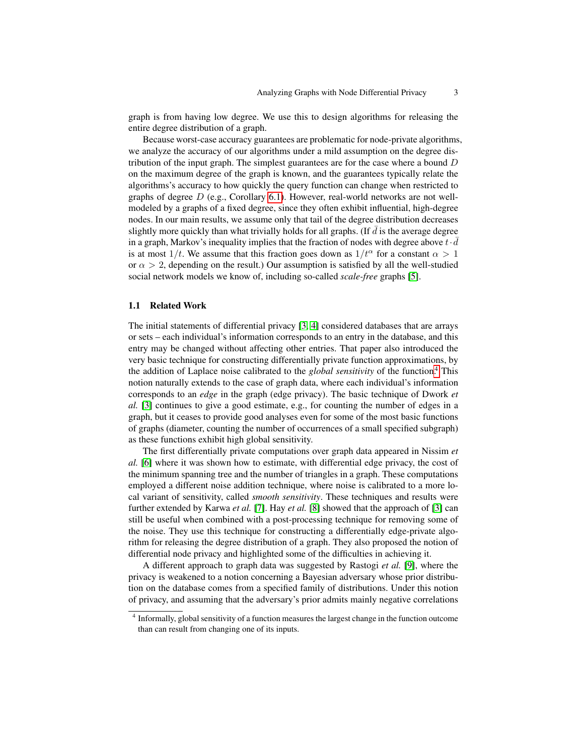graph is from having low degree. We use this to design algorithms for releasing the entire degree distribution of a graph.

Because worst-case accuracy guarantees are problematic for node-private algorithms, we analyze the accuracy of our algorithms under a mild assumption on the degree distribution of the input graph. The simplest guarantees are for the case where a bound $D$ on the maximum degree of the graph is known, and the guarantees typically relate the algorithms's accuracy to how quickly the query function can change when restricted to graphs of degree $D$ (e.g., Corollary 6.1). However, real-world networks are not well-modeled by a graphs of a fixed degree, since they often exhibit influential, high-degree nodes. In our main results, we assume only that tail of the degree distribution decreases slightly more quickly than what trivially holds for all graphs. (If $\bar{d}$ is the average degree in a graph, Markov's inequality implies that the fraction of nodes with degree above $t \cdot \bar{d}$ is at most $1/t$. We assume that this fraction goes down as $1/t^{\alpha}$ for a constant $\alpha > 1$ or $\alpha > 2$, depending on the result.) Our assumption is satisfied by all the well-studied social network models we know of, including so-called *scale-free* graphs [5].

### 1.1 Related Work

The initial statements of differential privacy [3, 4] considered databases that are arrays or sets – each individual's information corresponds to an entry in the database, and this entry may be changed without affecting other entries. That paper also introduced the very basic technique for constructing differentially private function approximations, by the addition of Laplace noise calibrated to the *global sensitivity* of the function.[4] This notion naturally extends to the case of graph data, where each individual's information corresponds to an *edge* in the graph (edge privacy). The basic technique of Dwork *et al.* [3] continues to give a good estimate, e.g., for counting the number of edges in a graph, but it ceases to provide good analyses even for some of the most basic functions of graphs (diameter, counting the number of occurrences of a small specified subgraph) as these functions exhibit high global sensitivity.

The first differentially private computations over graph data appeared in Nissim *et al.* [6] where it was shown how to estimate, with differential edge privacy, the cost of the minimum spanning tree and the number of triangles in a graph. These computations employed a different noise addition technique, where noise is calibrated to a more local variant of sensitivity, called *smooth sensitivity*. These techniques and results were further extended by Karwa *et al.* [7]. Hay *et al.* [8] showed that the approach of [3] can still be useful when combined with a post-processing technique for removing some of the noise. They use this technique for constructing a differentially edge-private algorithm for releasing the degree distribution of a graph. They also proposed the notion of differential node privacy and highlighted some of the difficulties in achieving it.

A different approach to graph data was suggested by Rastogi *et al.* [9], where the privacy is weakened to a notion concerning a Bayesian adversary whose prior distribution on the database comes from a specified family of distributions. Under this notion of privacy, and assuming that the adversary's prior admits mainly negative correlations

---

[4] Informally, global sensitivity of a function measures the largest change in the function outcome than can result from changing one of its inputs.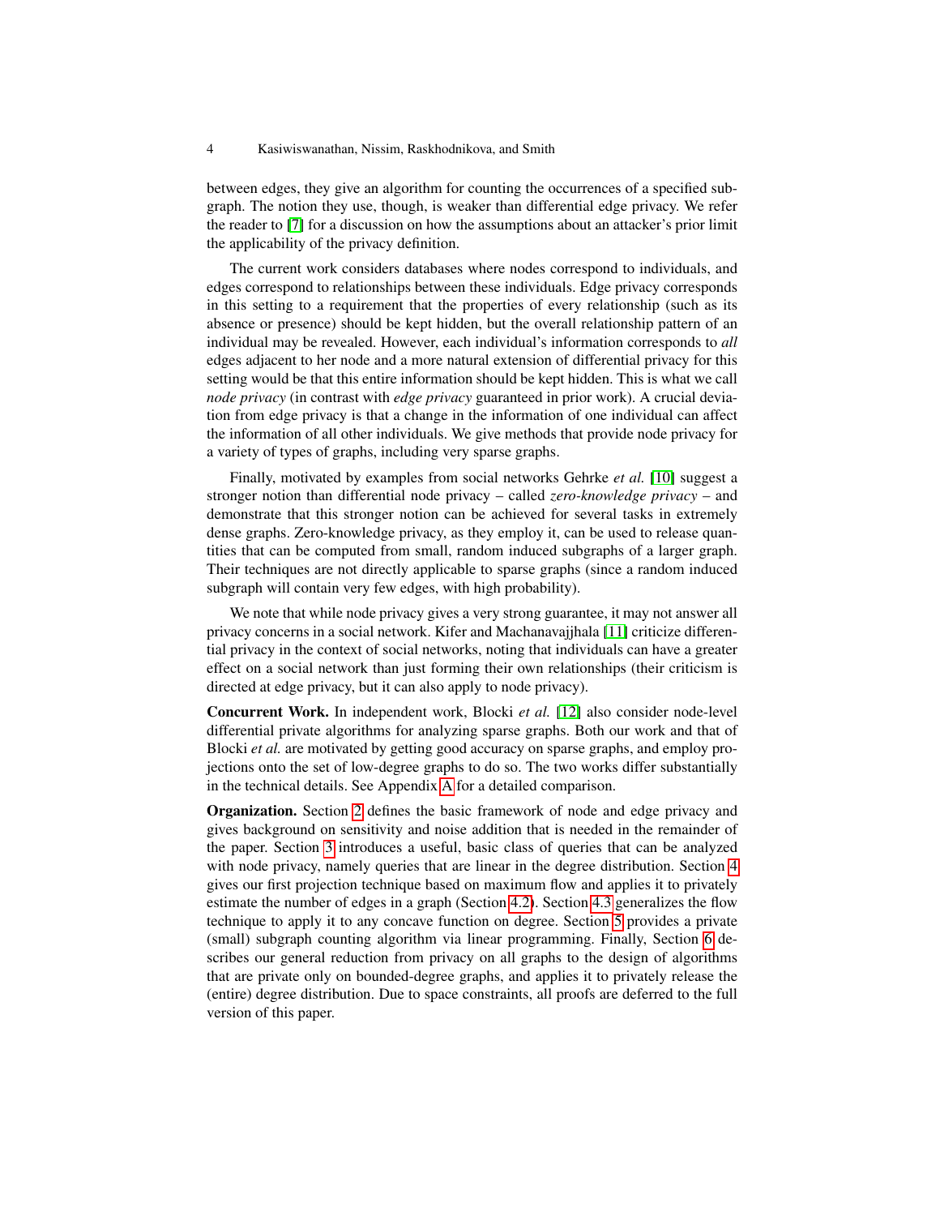between edges, they give an algorithm for counting the occurrences of a specified subgraph. The notion they use, though, is weaker than differential edge privacy. We refer the reader to [7] for a discussion on how the assumptions about an attacker's prior limit the applicability of the privacy definition.

The current work considers databases where nodes correspond to individuals, and edges correspond to relationships between these individuals. Edge privacy corresponds in this setting to a requirement that the properties of every relationship (such as its absence or presence) should be kept hidden, but the overall relationship pattern of an individual may be revealed. However, each individual's information corresponds to *all* edges adjacent to her node and a more natural extension of differential privacy for this setting would be that this entire information should be kept hidden. This is what we call *node privacy* (in contrast with *edge privacy* guaranteed in prior work). A crucial deviation from edge privacy is that a change in the information of one individual can affect the information of all other individuals. We give methods that provide node privacy for a variety of types of graphs, including very sparse graphs.

Finally, motivated by examples from social networks Gehrke *et al.* [10] suggest a stronger notion than differential node privacy – called *zero-knowledge privacy* – and demonstrate that this stronger notion can be achieved for several tasks in extremely dense graphs. Zero-knowledge privacy, as they employ it, can be used to release quantities that can be computed from small, random induced subgraphs of a larger graph. Their techniques are not directly applicable to sparse graphs (since a random induced subgraph will contain very few edges, with high probability).

We note that while node privacy gives a very strong guarantee, it may not answer all privacy concerns in a social network. Kifer and Machanavajjhala [11] criticize differential privacy in the context of social networks, noting that individuals can have a greater effect on a social network than just forming their own relationships (their criticism is directed at edge privacy, but it can also apply to node privacy).

**Concurrent Work.** In independent work, Blocki *et al.* [12] also consider node-level differential private algorithms for analyzing sparse graphs. Both our work and that of Blocki *et al.* are motivated by getting good accuracy on sparse graphs, and employ projections onto the set of low-degree graphs to do so. The two works differ substantially in the technical details. See Appendix A for a detailed comparison.

**Organization.** Section 2 defines the basic framework of node and edge privacy and gives background on sensitivity and noise addition that is needed in the remainder of the paper. Section 3 introduces a useful, basic class of queries that can be analyzed with node privacy, namely queries that are linear in the degree distribution. Section 4 gives our first projection technique based on maximum flow and applies it to privately estimate the number of edges in a graph (Section 4.2). Section 4.3 generalizes the flow technique to apply it to any concave function on degree. Section 5 provides a private (small) subgraph counting algorithm via linear programming. Finally, Section 6 describes our general reduction from privacy on all graphs to the design of algorithms that are private only on bounded-degree graphs, and applies it to privately release the (entire) degree distribution. Due to space constraints, all proofs are deferred to the full version of this paper.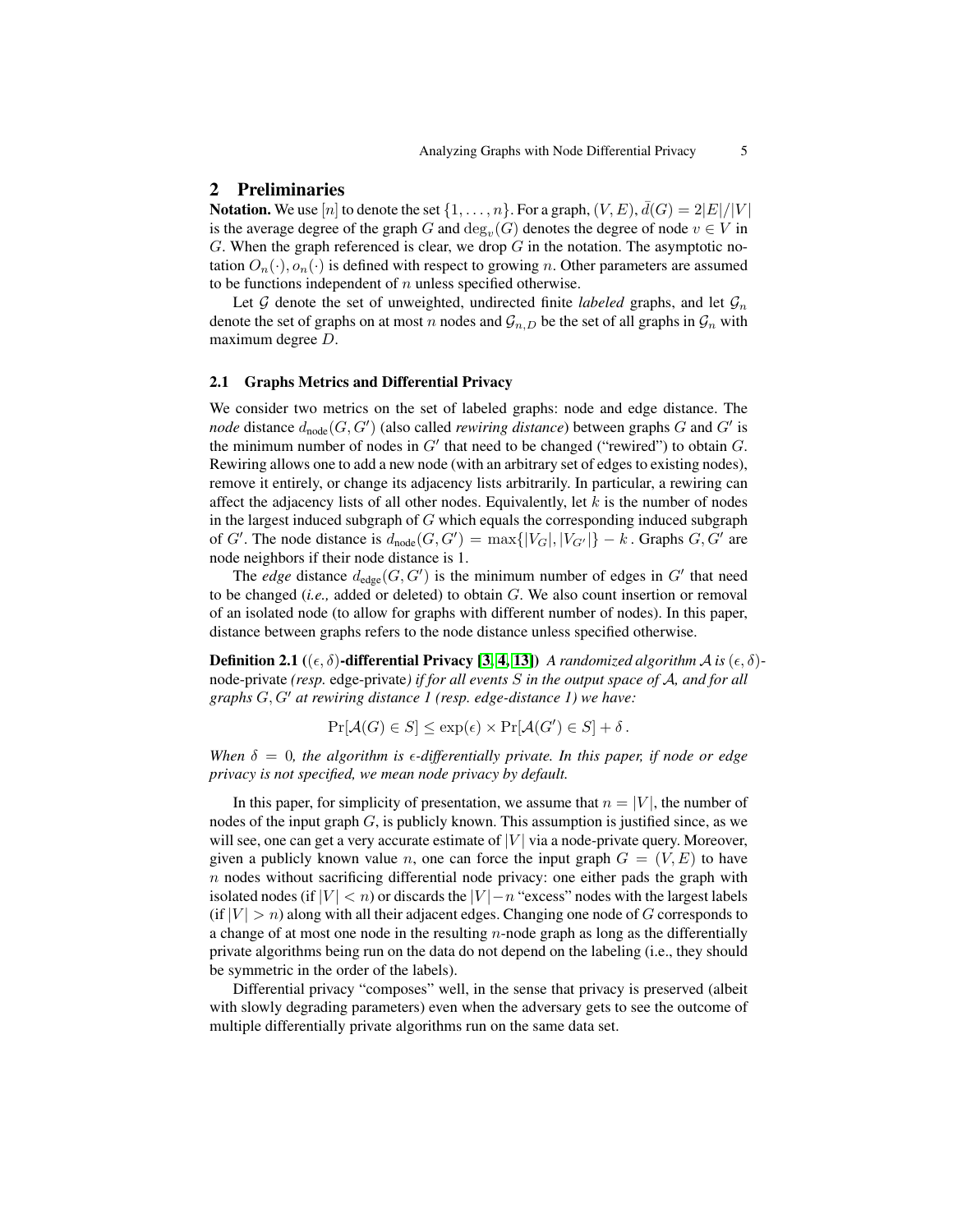## 2 Preliminaries

**Notation.** We use $[n]$ to denote the set $\{1, \ldots, n\}$. For a graph, $(V, E)$, $\bar{d}(G) = 2|E|/|V|$ is the average degree of the graph $G$ and $\deg_v(G)$ denotes the degree of node $v \in V$ in $G$. When the graph referenced is clear, we drop $G$ in the notation. The asymptotic notation $O_n(\cdot), o_n(\cdot)$ is defined with respect to growing $n$. Other parameters are assumed to be functions independent of $n$ unless specified otherwise.

Let $\mathcal{G}$ denote the set of unweighted, undirected finite *labeled* graphs, and let $\mathcal{G}_n$ denote the set of graphs on at most $n$ nodes and $\mathcal{G}_{n,D}$ be the set of all graphs in $\mathcal{G}_n$ with maximum degree $D$.

### 2.1 Graphs Metrics and Differential Privacy

We consider two metrics on the set of labeled graphs: node and edge distance. The *node* distance $d_{\text{node}}(G, G')$ (also called *rewiring distance*) between graphs $G$ and $G'$ is the minimum number of nodes in $G'$ that need to be changed ("rewired") to obtain $G$. Rewiring allows one to add a new node (with an arbitrary set of edges to existing nodes), remove it entirely, or change its adjacency lists arbitrarily. In particular, a rewiring can affect the adjacency lists of all other nodes. Equivalently, let $k$ is the number of nodes in the largest induced subgraph of $G$ which equals the corresponding induced subgraph of $G'$. The node distance is $d_{\text{node}}(G, G') = \max\{|V_G|, |V_{G'}|\} - k$. Graphs $G, G'$ are node neighbors if their node distance is 1.

The *edge* distance $d_{\text{edge}}(G, G')$ is the minimum number of edges in $G'$ that need to be changed (*i.e.,* added or deleted) to obtain $G$. We also count insertion or removal of an isolated node (to allow for graphs with different number of nodes). In this paper, distance between graphs refers to the node distance unless specified otherwise.

**Definition 2.1 ($(\epsilon, \delta)$-differential Privacy [3, 4, 13])** *A randomized algorithm $\mathcal{A}$ is $(\epsilon, \delta)$-*node-private *(resp.* edge-private*) if for all events $S$ in the output space of $\mathcal{A}$, and for all graphs $G, G'$ at rewiring distance 1 (resp. edge-distance 1) we have:*

$$\Pr[\mathcal{A}(G) \in S] \leq \exp(\epsilon) \times \Pr[\mathcal{A}(G') \in S] + \delta\,.$$

*When $\delta = 0$, the algorithm is $\epsilon$-differentially private. In this paper, if node or edge privacy is not specified, we mean node privacy by default.*

In this paper, for simplicity of presentation, we assume that $n = |V|$, the number of nodes of the input graph $G$, is publicly known. This assumption is justified since, as we will see, one can get a very accurate estimate of $|V|$ via a node-private query. Moreover, given a publicly known value $n$, one can force the input graph $G = (V, E)$ to have $n$ nodes without sacrificing differential node privacy: one either pads the graph with isolated nodes (if $|V| < n$) or discards the $|V| - n$ "excess" nodes with the largest labels (if $|V| > n$) along with all their adjacent edges. Changing one node of $G$ corresponds to a change of at most one node in the resulting $n$-node graph as long as the differentially private algorithms being run on the data do not depend on the labeling (i.e., they should be symmetric in the order of the labels).

Differential privacy "composes" well, in the sense that privacy is preserved (albeit with slowly degrading parameters) even when the adversary gets to see the outcome of multiple differentially private algorithms run on the same data set.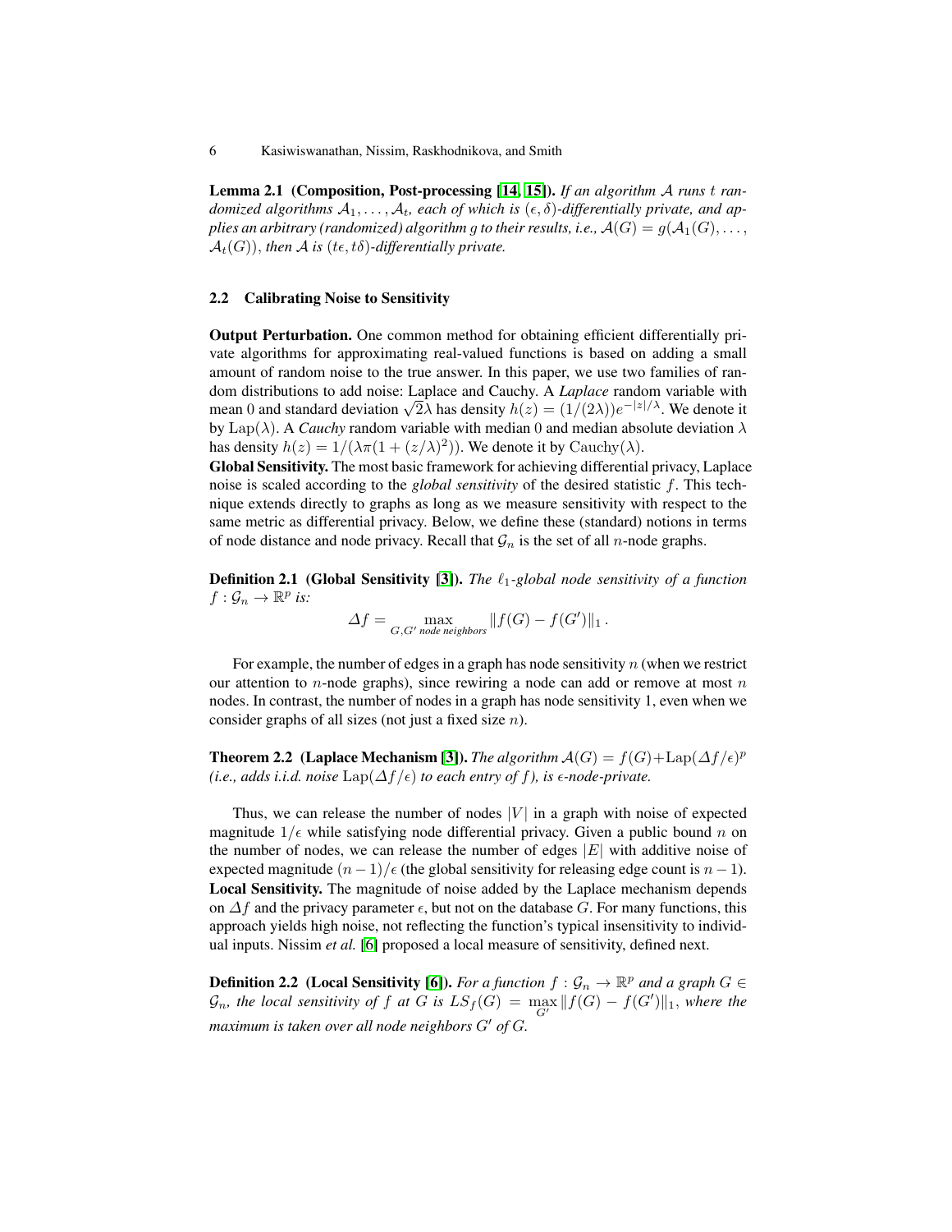**Lemma 2.1 (Composition, Post-processing [14, 15]).** *If an algorithm $\mathcal{A}$ runs $t$ randomized algorithms $\mathcal{A}_1, \ldots, \mathcal{A}_t$, each of which is $(\epsilon, \delta)$-differentially private, and applies an arbitrary (randomized) algorithm $g$ to their results, i.e., $\mathcal{A}(G) = g(\mathcal{A}_1(G), \ldots, \mathcal{A}_t(G))$, then $\mathcal{A}$ is $(t\epsilon, t\delta)$-differentially private.*

### 2.2 Calibrating Noise to Sensitivity

**Output Perturbation.** One common method for obtaining efficient differentially private algorithms for approximating real-valued functions is based on adding a small amount of random noise to the true answer. In this paper, we use two families of random distributions to add noise: Laplace and Cauchy. A *Laplace* random variable with mean 0 and standard deviation $\sqrt{2}\lambda$ has density $h(z) = (1/(2\lambda))e^{-|z|/\lambda}$. We denote it by $\mathrm{Lap}(\lambda)$. A *Cauchy* random variable with median 0 and median absolute deviation $\lambda$ has density $h(z) = 1/(\lambda\pi(1 + (z/\lambda)^2))$. We denote it by $\mathrm{Cauchy}(\lambda)$.

**Global Sensitivity.** The most basic framework for achieving differential privacy, Laplace noise is scaled according to the *global sensitivity* of the desired statistic $f$. This technique extends directly to graphs as long as we measure sensitivity with respect to the same metric as differential privacy. Below, we define these (standard) notions in terms of node distance and node privacy. Recall that $\mathcal{G}_n$ is the set of all $n$-node graphs.

**Definition 2.1 (Global Sensitivity [3]).** *The $\ell_1$-global node sensitivity of a function $f : \mathcal{G}_n \to \mathbb{R}^p$ is:*

$$\Delta f = \max_{G, G' \text{ node neighbors}} \|f(G) - f(G')\|_1 .$$

For example, the number of edges in a graph has node sensitivity $n$ (when we restrict our attention to $n$-node graphs), since rewiring a node can add or remove at most $n$ nodes. In contrast, the number of nodes in a graph has node sensitivity 1, even when we consider graphs of all sizes (not just a fixed size $n$).

**Theorem 2.2 (Laplace Mechanism [3]).** *The algorithm $\mathcal{A}(G) = f(G) + \mathrm{Lap}(\Delta f/\epsilon)^p$ (i.e., adds i.i.d. noise $\mathrm{Lap}(\Delta f/\epsilon)$ to each entry of $f$), is $\epsilon$-node-private.*

Thus, we can release the number of nodes $|V|$ in a graph with noise of expected magnitude $1/\epsilon$ while satisfying node differential privacy. Given a public bound $n$ on the number of nodes, we can release the number of edges $|E|$ with additive noise of expected magnitude $(n-1)/\epsilon$ (the global sensitivity for releasing edge count is $n-1$).

**Local Sensitivity.** The magnitude of noise added by the Laplace mechanism depends on $\Delta f$ and the privacy parameter $\epsilon$, but not on the database $G$. For many functions, this approach yields high noise, not reflecting the function's typical insensitivity to individual inputs. Nissim *et al.* [6] proposed a local measure of sensitivity, defined next.

**Definition 2.2 (Local Sensitivity [6]).** *For a function $f : \mathcal{G}_n \to \mathbb{R}^p$ and a graph $G \in \mathcal{G}_n$, the local sensitivity of $f$ at $G$ is $LS_f(G) = \max_{G'} \|f(G) - f(G')\|_1$, where the maximum is taken over all node neighbors $G'$ of $G$.*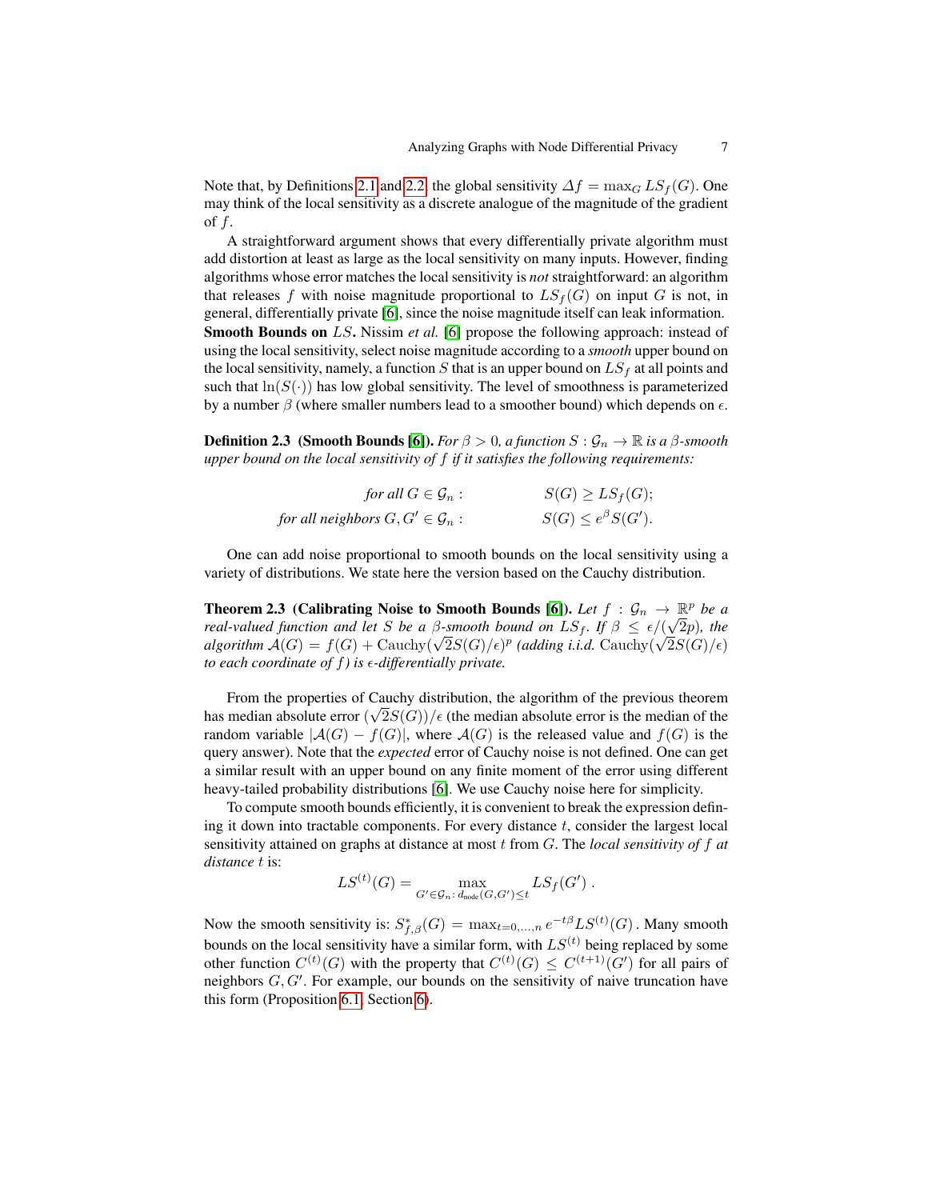Note that, by Definitions 2.1 and 2.2, the global sensitivity $\Delta f = \max_G LS_f(G)$. One may think of the local sensitivity as a discrete analogue of the magnitude of the gradient of $f$.

A straightforward argument shows that every differentially private algorithm must add distortion at least as large as the local sensitivity on many inputs. However, finding algorithms whose error matches the local sensitivity is *not* straightforward: an algorithm that releases $f$ with noise magnitude proportional to $LS_f(G)$ on input $G$ is not, in general, differentially private [6], since the noise magnitude itself can leak information.

**Smooth Bounds on $LS$.** Nissim *et al.* [6] propose the following approach: instead of using the local sensitivity, select noise magnitude according to a *smooth* upper bound on the local sensitivity, namely, a function $S$ that is an upper bound on $LS_f$ at all points and such that $\ln(S(\cdot))$ has low global sensitivity. The level of smoothness is parameterized by a number $\beta$ (where smaller numbers lead to a smoother bound) which depends on $\epsilon$.

**Definition 2.3 (Smooth Bounds [6]).** *For $\beta > 0$, a function $S : \mathcal{G}_n \to \mathbb{R}$ is a $\beta$-smooth upper bound on the local sensitivity of $f$ if it satisfies the following requirements:*

$$\text{for all } G \in \mathcal{G}_n: \qquad S(G) \geq LS_f(G);$$
$$\text{for all neighbors } G, G' \in \mathcal{G}_n: \qquad S(G) \leq e^{\beta} S(G').$$

One can add noise proportional to smooth bounds on the local sensitivity using a variety of distributions. We state here the version based on the Cauchy distribution.

**Theorem 2.3 (Calibrating Noise to Smooth Bounds [6]).** *Let $f : \mathcal{G}_n \to \mathbb{R}^p$ be a real-valued function and let $S$ be a $\beta$-smooth bound on $LS_f$. If $\beta \leq \epsilon/(\sqrt{2}p)$, the algorithm $\mathcal{A}(G) = f(G) + \text{Cauchy}(\sqrt{2}S(G)/\epsilon)^p$ (adding i.i.d. $\text{Cauchy}(\sqrt{2}S(G)/\epsilon)$ to each coordinate of $f$) is $\epsilon$-differentially private.*

From the properties of Cauchy distribution, the algorithm of the previous theorem has median absolute error $(\sqrt{2}S(G))/\epsilon$ (the median absolute error is the median of the random variable $|\mathcal{A}(G) - f(G)|$, where $\mathcal{A}(G)$ is the released value and $f(G)$ is the query answer). Note that the *expected* error of Cauchy noise is not defined. One can get a similar result with an upper bound on any finite moment of the error using different heavy-tailed probability distributions [6]. We use Cauchy noise here for simplicity.

To compute smooth bounds efficiently, it is convenient to break the expression defining it down into tractable components. For every distance $t$, consider the largest local sensitivity attained on graphs at distance at most $t$ from $G$. The *local sensitivity of $f$ at distance $t$* is:

$$LS^{(t)}(G) = \max_{G' \in \mathcal{G}_n : \, d_{\text{node}}(G, G') \leq t} LS_f(G') \,.$$

Now the smooth sensitivity is: $S^*_{f,\beta}(G) = \max_{t=0,\ldots,n} e^{-t\beta} LS^{(t)}(G)$. Many smooth bounds on the local sensitivity have a similar form, with $LS^{(t)}$ being replaced by some other function $C^{(t)}(G)$ with the property that $C^{(t)}(G) \leq C^{(t+1)}(G')$ for all pairs of neighbors $G, G'$. For example, our bounds on the sensitivity of naive truncation have this form (Proposition 6.1, Section 6).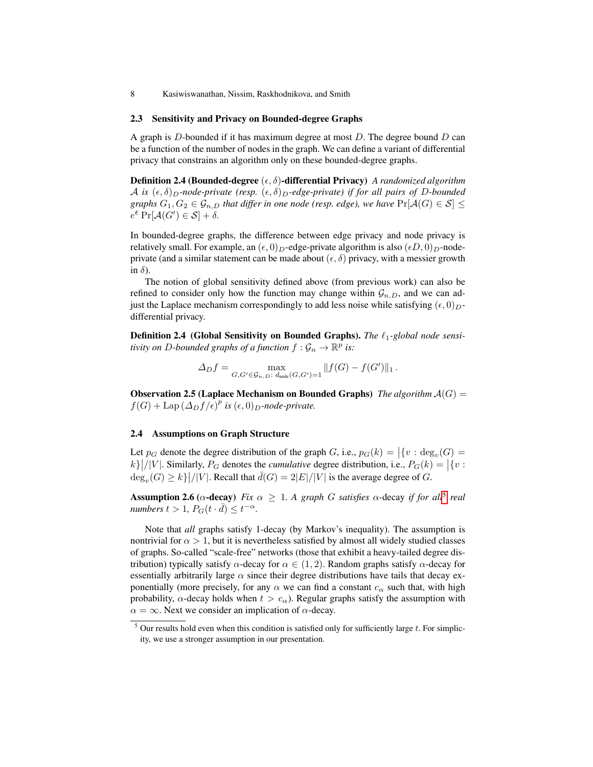### 2.3 Sensitivity and Privacy on Bounded-degree Graphs

A graph is $D$-bounded if it has maximum degree at most $D$. The degree bound $D$ can be a function of the number of nodes in the graph. We can define a variant of differential privacy that constrains an algorithm only on these bounded-degree graphs.

**Definition 2.4 (Bounded-degree $(\epsilon, \delta)$-differential Privacy)** *A randomized algorithm $\mathcal{A}$ is $(\epsilon, \delta)_D$-node-private (resp. $(\epsilon, \delta)_D$-edge-private) if for all pairs of $D$-bounded graphs $G_1, G_2 \in \mathcal{G}_{n,D}$ that differ in one node (resp. edge), we have $\Pr[\mathcal{A}(G) \in \mathcal{S}] \leq e^{\epsilon} \Pr[\mathcal{A}(G') \in \mathcal{S}] + \delta$.*

In bounded-degree graphs, the difference between edge privacy and node privacy is relatively small. For example, an $(\epsilon, 0)_D$-edge-private algorithm is also $(\epsilon D, 0)_D$-node-private (and a similar statement can be made about $(\epsilon, \delta)$ privacy, with a messier growth in $\delta$).

The notion of global sensitivity defined above (from previous work) can also be refined to consider only how the function may change within $\mathcal{G}_{n,D}$, and we can adjust the Laplace mechanism correspondingly to add less noise while satisfying $(\epsilon, 0)_D$-differential privacy.

**Definition 2.4 (Global Sensitivity on Bounded Graphs).** *The $\ell_1$-global node sensitivity on $D$-bounded graphs of a function $f : \mathcal{G}_n \to \mathbb{R}^p$ is:*

$$\Delta_D f = \max_{G, G' \in \mathcal{G}_{n,D} :\, d_{\text{node}}(G, G') = 1} \|f(G) - f(G')\|_1 .$$

**Observation 2.5 (Laplace Mechanism on Bounded Graphs)** *The algorithm $\mathcal{A}(G) = f(G) + \text{Lap}\left(\Delta_D f / \epsilon\right)^p$ is $(\epsilon, 0)_D$-node-private.*

### 2.4 Assumptions on Graph Structure

Let $p_G$ denote the degree distribution of the graph $G$, i.e., $p_G(k) = \left|\{v : \deg_v(G) = k\}\right| / |V|$. Similarly, $P_G$ denotes the *cumulative* degree distribution, i.e., $P_G(k) = \left|\{v : \deg_v(G) \geq k\}\right| / |V|$. Recall that $\bar{d}(G) = 2|E|/|V|$ is the average degree of $G$.

**Assumption 2.6 ($\alpha$-decay)** *Fix $\alpha \geq 1$. A graph $G$ satisfies $\alpha$-decay if for all[5] real numbers $t > 1$, $P_G(t \cdot \bar{d}) \leq t^{-\alpha}$.*

Note that *all* graphs satisfy 1-decay (by Markov's inequality). The assumption is nontrivial for $\alpha > 1$, but it is nevertheless satisfied by almost all widely studied classes of graphs. So-called "scale-free" networks (those that exhibit a heavy-tailed degree distribution) typically satisfy $\alpha$-decay for $\alpha \in (1, 2)$. Random graphs satisfy $\alpha$-decay for essentially arbitrarily large $\alpha$ since their degree distributions have tails that decay exponentially (more precisely, for any $\alpha$ we can find a constant $c_\alpha$ such that, with high probability, $\alpha$-decay holds when $t > c_\alpha$). Regular graphs satisfy the assumption with $\alpha = \infty$. Next we consider an implication of $\alpha$-decay.

[5] Our results hold even when this condition is satisfied only for sufficiently large $t$. For simplicity, we use a stronger assumption in our presentation.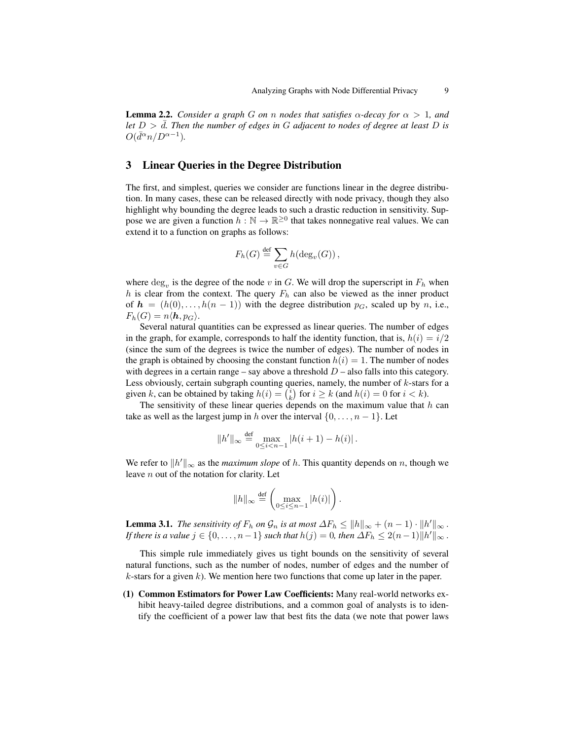**Lemma 2.2.** *Consider a graph $G$ on $n$ nodes that satisfies $\alpha$-decay for $\alpha > 1$, and let $D > \bar{d}$. Then the number of edges in $G$ adjacent to nodes of degree at least $D$ is $O(\bar{d}^{\alpha} n / D^{\alpha-1})$.*

## 3 Linear Queries in the Degree Distribution

The first, and simplest, queries we consider are functions linear in the degree distribution. In many cases, these can be released directly with node privacy, though they also highlight why bounding the degree leads to such a drastic reduction in sensitivity. Suppose we are given a function $h : \mathbb{N} \to \mathbb{R}^{\geq 0}$ that takes nonnegative real values. We can extend it to a function on graphs as follows:

$$F_h(G) \stackrel{\text{def}}{=} \sum_{v \in G} h(\deg_v(G)),$$

where $\deg_v$ is the degree of the node $v$ in $G$. We will drop the superscript in $F_h$ when $h$ is clear from the context. The query $F_h$ can also be viewed as the inner product of $\boldsymbol{h} = (h(0), \ldots, h(n-1))$ with the degree distribution $p_G$, scaled up by $n$, i.e., $F_h(G) = n\langle \boldsymbol{h}, p_G \rangle$.

Several natural quantities can be expressed as linear queries. The number of edges in the graph, for example, corresponds to half the identity function, that is, $h(i) = i/2$ (since the sum of the degrees is twice the number of edges). The number of nodes in the graph is obtained by choosing the constant function $h(i) = 1$. The number of nodes with degrees in a certain range – say above a threshold $D$ – also falls into this category. Less obviously, certain subgraph counting queries, namely, the number of $k$-stars for a given $k$, can be obtained by taking $h(i) = \binom{i}{k}$ for $i \geq k$ (and $h(i) = 0$ for $i < k$).

The sensitivity of these linear queries depends on the maximum value that $h$ can take as well as the largest jump in $h$ over the interval $\{0, \ldots, n-1\}$. Let

$$\|h'\|_\infty \stackrel{\text{def}}{=} \max_{0 \leq i < n-1} |h(i+1) - h(i)|.$$

We refer to $\|h'\|_\infty$ as the *maximum slope* of $h$. This quantity depends on $n$, though we leave $n$ out of the notation for clarity. Let

$$\|h\|_\infty \stackrel{\text{def}}{=} \left( \max_{0 \leq i \leq n-1} |h(i)| \right).$$

**Lemma 3.1.** *The sensitivity of $F_h$ on $\mathcal{G}_n$ is at most $\Delta F_h \leq \|h\|_\infty + (n-1) \cdot \|h'\|_\infty$. If there is a value $j \in \{0, \ldots, n-1\}$ such that $h(j) = 0$, then $\Delta F_h \leq 2(n-1)\|h'\|_\infty$.*

This simple rule immediately gives us tight bounds on the sensitivity of several natural functions, such as the number of nodes, number of edges and the number of $k$-stars for a given $k$). We mention here two functions that come up later in the paper.

**(1) Common Estimators for Power Law Coefficients:** Many real-world networks exhibit heavy-tailed degree distributions, and a common goal of analysts is to identify the coefficient of a power law that best fits the data (we note that power laws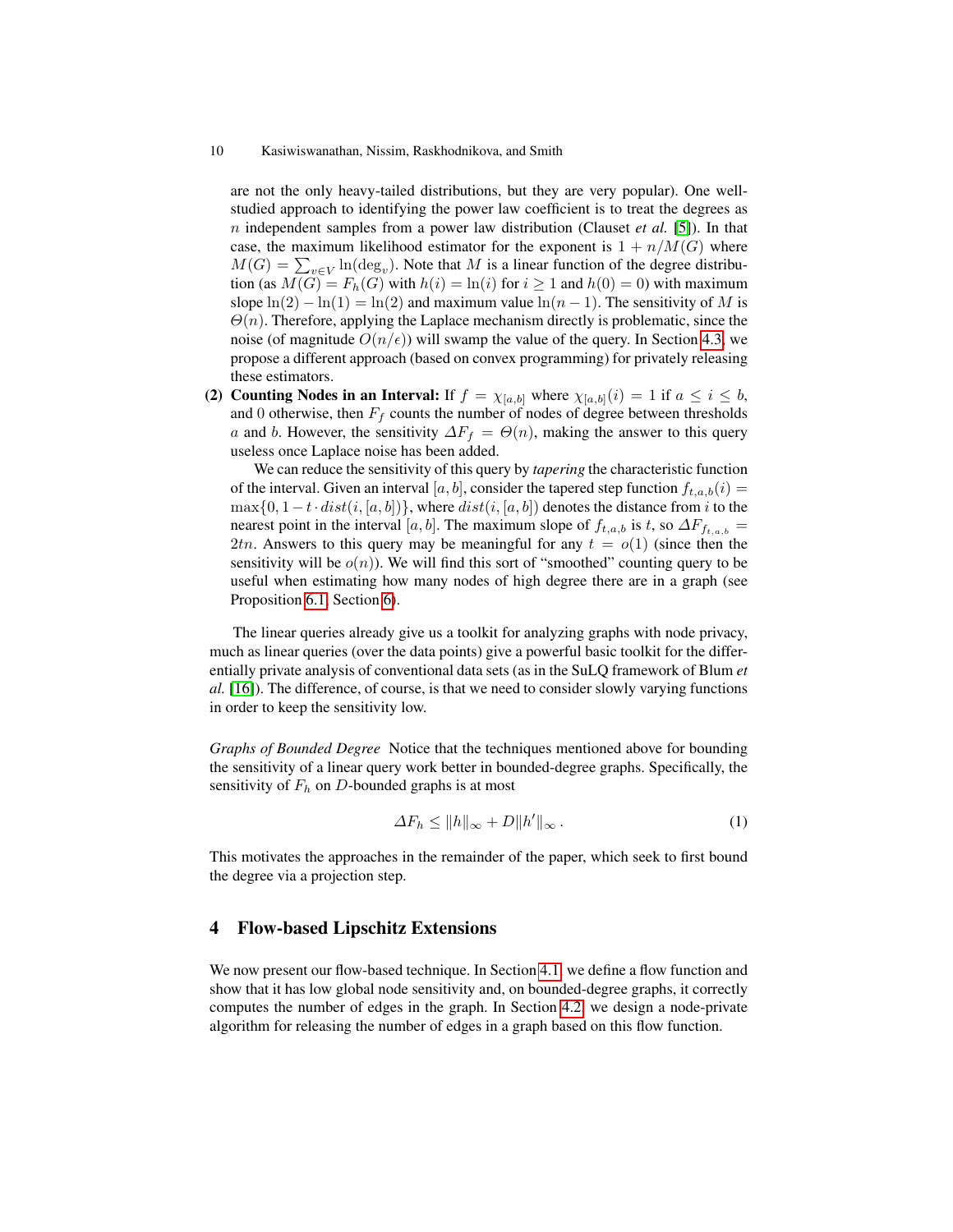are not the only heavy-tailed distributions, but they are very popular). One well-studied approach to identifying the power law coefficient is to treat the degrees as $n$ independent samples from a power law distribution (Clauset *et al.* [5]). In that case, the maximum likelihood estimator for the exponent is $1 + n/M(G)$ where $M(G) = \sum_{v \in V} \ln(\deg_v)$. Note that $M$ is a linear function of the degree distribution (as $M(G) = F_h(G)$ with $h(i) = \ln(i)$ for $i \geq 1$ and $h(0) = 0$) with maximum slope $\ln(2) - \ln(1) = \ln(2)$ and maximum value $\ln(n-1)$. The sensitivity of $M$ is $\Theta(n)$. Therefore, applying the Laplace mechanism directly is problematic, since the noise (of magnitude $O(n/\epsilon)$) will swamp the value of the query. In Section 4.3, we propose a different approach (based on convex programming) for privately releasing these estimators.

**(2) Counting Nodes in an Interval:** If $f = \chi_{[a,b]}$ where $\chi_{[a,b]}(i) = 1$ if $a \leq i \leq b$, and 0 otherwise, then $F_f$ counts the number of nodes of degree between thresholds $a$ and $b$. However, the sensitivity $\Delta F_f = \Theta(n)$, making the answer to this query useless once Laplace noise has been added.

We can reduce the sensitivity of this query by *tapering* the characteristic function of the interval. Given an interval $[a, b]$, consider the tapered step function $f_{t,a,b}(i) = \max\{0, 1 - t \cdot dist(i, [a, b])\}$, where $dist(i, [a, b])$ denotes the distance from $i$ to the nearest point in the interval $[a, b]$. The maximum slope of $f_{t,a,b}$ is $t$, so $\Delta F_{f_{t,a,b}} = 2tn$. Answers to this query may be meaningful for any $t = o(1)$ (since then the sensitivity will be $o(n)$). We will find this sort of "smoothed" counting query to be useful when estimating how many nodes of high degree there are in a graph (see Proposition 6.1, Section 6).

The linear queries already give us a toolkit for analyzing graphs with node privacy, much as linear queries (over the data points) give a powerful basic toolkit for the differentially private analysis of conventional data sets (as in the SuLQ framework of Blum *et al.* [16]). The difference, of course, is that we need to consider slowly varying functions in order to keep the sensitivity low.

*Graphs of Bounded Degree* Notice that the techniques mentioned above for bounding the sensitivity of a linear query work better in bounded-degree graphs. Specifically, the sensitivity of $F_h$ on $D$-bounded graphs is at most

$$\Delta F_h \leq \|h\|_\infty + D\|h'\|_\infty \,. \tag{1}$$

This motivates the approaches in the remainder of the paper, which seek to first bound the degree via a projection step.

## 4 Flow-based Lipschitz Extensions

We now present our flow-based technique. In Section 4.1, we define a flow function and show that it has low global node sensitivity and, on bounded-degree graphs, it correctly computes the number of edges in the graph. In Section 4.2, we design a node-private algorithm for releasing the number of edges in a graph based on this flow function.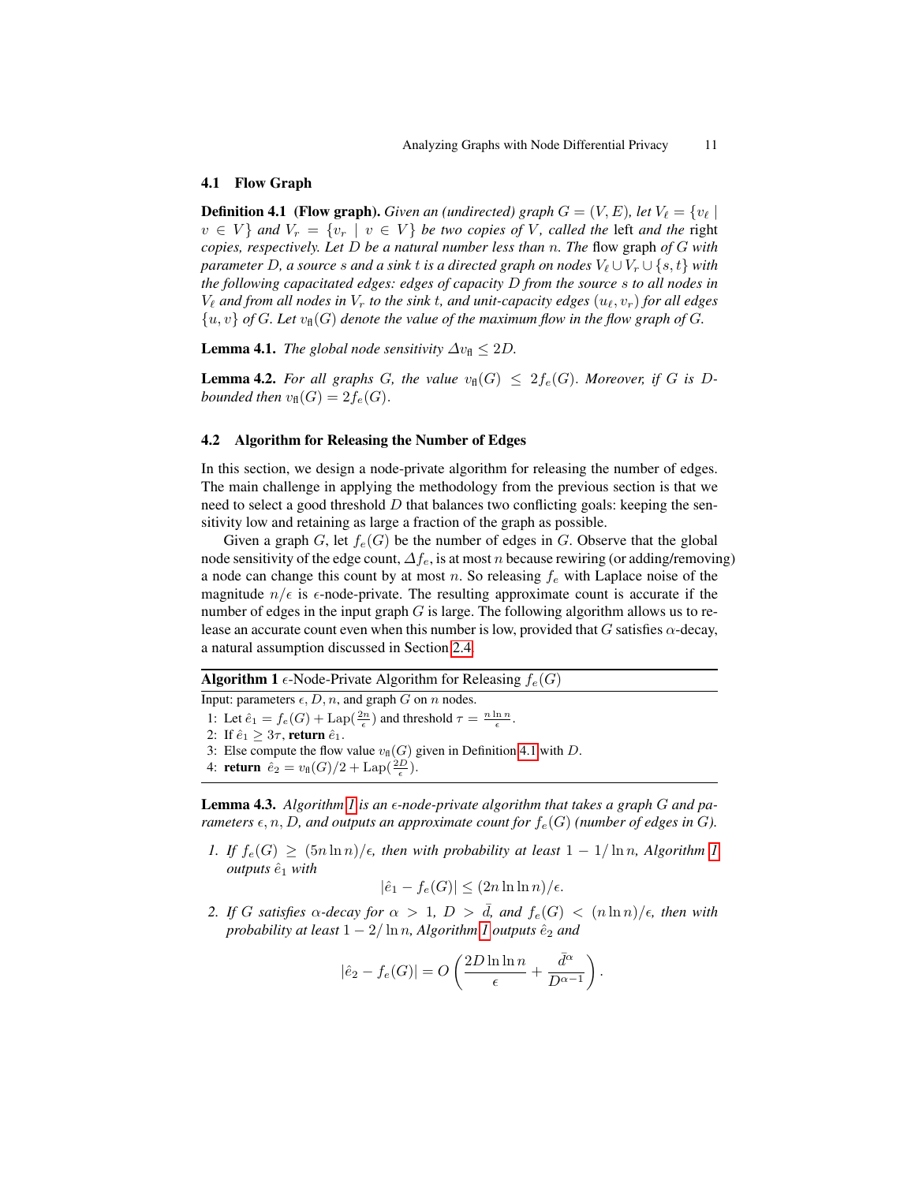### 4.1 Flow Graph

**Definition 4.1 (Flow graph).** *Given an (undirected) graph $G = (V, E)$, let $V_\ell = \{v_\ell \mid v \in V\}$ and $V_r = \{v_r \mid v \in V\}$ be two copies of $V$, called the* left *and the* right *copies, respectively. Let $D$ be a natural number less than $n$. The* flow graph *of $G$ with parameter $D$, a source $s$ and a sink $t$ is a directed graph on nodes $V_\ell \cup V_r \cup \{s, t\}$ with the following capacitated edges: edges of capacity $D$ from the source $s$ to all nodes in $V_\ell$ and from all nodes in $V_r$ to the sink $t$, and unit-capacity edges $(u_\ell, v_r)$ for all edges $\{u, v\}$ of $G$. Let $v_{\text{fl}}(G)$ denote the value of the maximum flow in the flow graph of $G$.*

**Lemma 4.1.** *The global node sensitivity $\Delta v_{\text{fl}} \le 2D$.*

**Lemma 4.2.** *For all graphs $G$, the value $v_{\text{fl}}(G) \le 2f_e(G)$. Moreover, if $G$ is $D$-bounded then $v_{\text{fl}}(G) = 2f_e(G)$.*

### 4.2 Algorithm for Releasing the Number of Edges

In this section, we design a node-private algorithm for releasing the number of edges. The main challenge in applying the methodology from the previous section is that we need to select a good threshold $D$ that balances two conflicting goals: keeping the sensitivity low and retaining as large a fraction of the graph as possible.

Given a graph $G$, let $f_e(G)$ be the number of edges in $G$. Observe that the global node sensitivity of the edge count, $\Delta f_e$, is at most $n$ because rewiring (or adding/removing) a node can change this count by at most $n$. So releasing $f_e$ with Laplace noise of the magnitude $n/\epsilon$ is $\epsilon$-node-private. The resulting approximate count is accurate if the number of edges in the input graph $G$ is large. The following algorithm allows us to release an accurate count even when this number is low, provided that $G$ satisfies $\alpha$-decay, a natural assumption discussed in Section 2.4.

**Algorithm 1** $\epsilon$-Node-Private Algorithm for Releasing $f_e(G)$

Input: parameters $\epsilon, D, n$, and graph $G$ on $n$ nodes.

1: Let $\hat{e}_1 = f_e(G) + \text{Lap}(\frac{2n}{\epsilon})$ and threshold $\tau = \frac{n \ln n}{\epsilon}$.
2: If $\hat{e}_1 \ge 3\tau$, **return** $\hat{e}_1$.
3: Else compute the flow value $v_{\text{fl}}(G)$ given in Definition 4.1 with $D$.
4: **return** $\hat{e}_2 = v_{\text{fl}}(G)/2 + \text{Lap}(\frac{2D}{\epsilon})$.

**Lemma 4.3.** *Algorithm 1 is an $\epsilon$-node-private algorithm that takes a graph $G$ and parameters $\epsilon, n, D$, and outputs an approximate count for $f_e(G)$ (number of edges in $G$).*

1. *If $f_e(G) \ge (5n \ln n)/\epsilon$, then with probability at least $1 - 1/\ln n$, Algorithm 1 outputs $\hat{e}_1$ with*
$$|\hat{e}_1 - f_e(G)| \le (2n \ln \ln n)/\epsilon.$$
2. *If $G$ satisfies $\alpha$-decay for $\alpha > 1$, $D > \bar{d}$, and $f_e(G) < (n \ln n)/\epsilon$, then with probability at least $1 - 2/\ln n$, Algorithm 1 outputs $\hat{e}_2$ and*
$$|\hat{e}_2 - f_e(G)| = O\left(\frac{2D \ln \ln n}{\epsilon} + \frac{\bar{d}^\alpha}{D^{\alpha-1}}\right).$$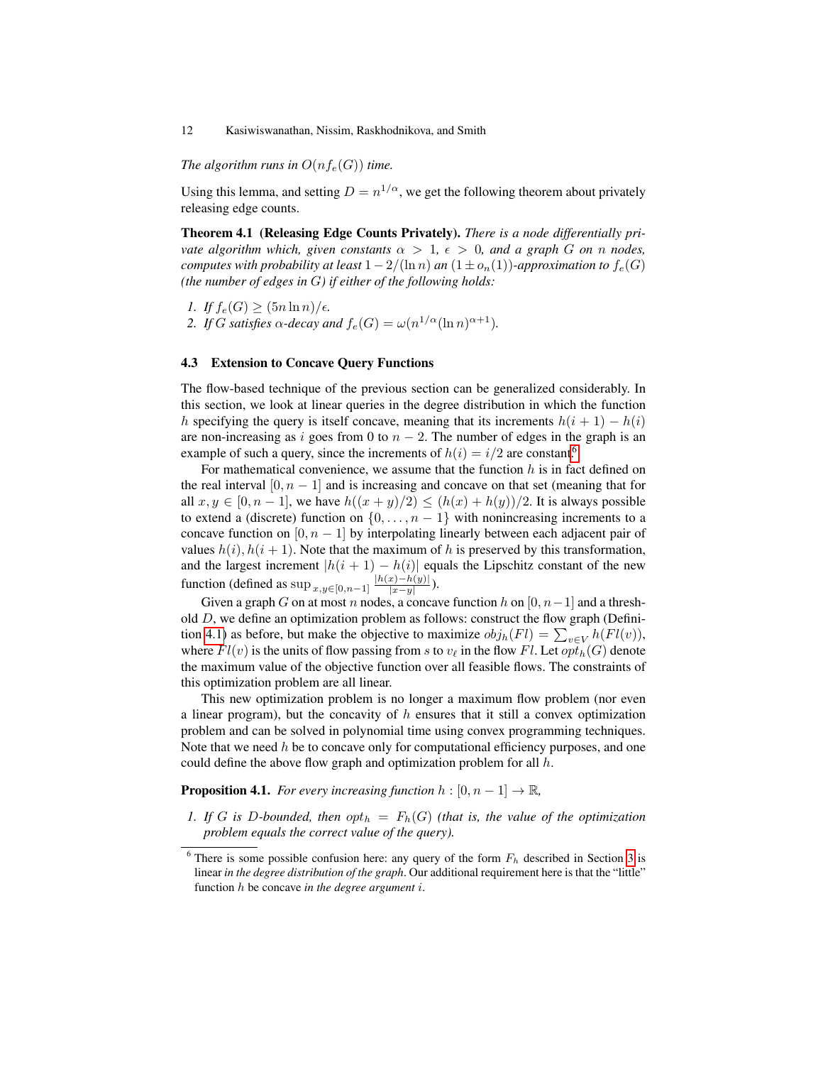*The algorithm runs in $O(nf_e(G))$ time.*

Using this lemma, and setting $D = n^{1/\alpha}$, we get the following theorem about privately releasing edge counts.

**Theorem 4.1 (Releasing Edge Counts Privately).** *There is a node differentially private algorithm which, given constants $\alpha > 1$, $\epsilon > 0$, and a graph $G$ on $n$ nodes, computes with probability at least $1 - 2/(\ln n)$ an $(1 \pm o_n(1))$-approximation to $f_e(G)$ (the number of edges in $G$) if either of the following holds:*

1. *If $f_e(G) \geq (5n \ln n)/\epsilon$.*
2. *If $G$ satisfies $\alpha$-decay and $f_e(G) = \omega(n^{1/\alpha}(\ln n)^{\alpha+1})$.*

### 4.3 Extension to Concave Query Functions

The flow-based technique of the previous section can be generalized considerably. In this section, we look at linear queries in the degree distribution in which the function $h$ specifying the query is itself concave, meaning that its increments $h(i+1) - h(i)$ are non-increasing as $i$ goes from 0 to $n-2$. The number of edges in the graph is an example of such a query, since the increments of $h(i) = i/2$ are constant[6].

For mathematical convenience, we assume that the function $h$ is in fact defined on the real interval $[0, n-1]$ and is increasing and concave on that set (meaning that for all $x, y \in [0, n-1]$, we have $h((x+y)/2) \leq (h(x) + h(y))/2$. It is always possible to extend a (discrete) function on $\{0, \dots, n-1\}$ with nonincreasing increments to a concave function on $[0, n-1]$ by interpolating linearly between each adjacent pair of values $h(i), h(i+1)$. Note that the maximum of $h$ is preserved by this transformation, and the largest increment $|h(i+1) - h(i)|$ equals the Lipschitz constant of the new function (defined as $\sup_{x,y \in [0,n-1]} \frac{|h(x)-h(y)|}{|x-y|}$).

Given a graph $G$ on at most $n$ nodes, a concave function $h$ on $[0, n-1]$ and a threshold $D$, we define an optimization problem as follows: construct the flow graph (Definition 4.1) as before, but make the objective to maximize $obj_h(Fl) = \sum_{v \in V} h(Fl(v))$, where $Fl(v)$ is the units of flow passing from $s$ to $v_\ell$ in the flow $Fl$. Let $opt_h(G)$ denote the maximum value of the objective function over all feasible flows. The constraints of this optimization problem are all linear.

This new optimization problem is no longer a maximum flow problem (nor even a linear program), but the concavity of $h$ ensures that it still a convex optimization problem and can be solved in polynomial time using convex programming techniques. Note that we need $h$ be to concave only for computational efficiency purposes, and one could define the above flow graph and optimization problem for all $h$.

**Proposition 4.1.** *For every increasing function $h : [0, n-1] \to \mathbb{R}$,*

1. *If $G$ is $D$-bounded, then $opt_h = F_h(G)$ (that is, the value of the optimization problem equals the correct value of the query).*

[6] There is some possible confusion here: any query of the form $F_h$ described in Section 3 is linear *in the degree distribution of the graph*. Our additional requirement here is that the "little" function $h$ be concave *in the degree argument $i$*.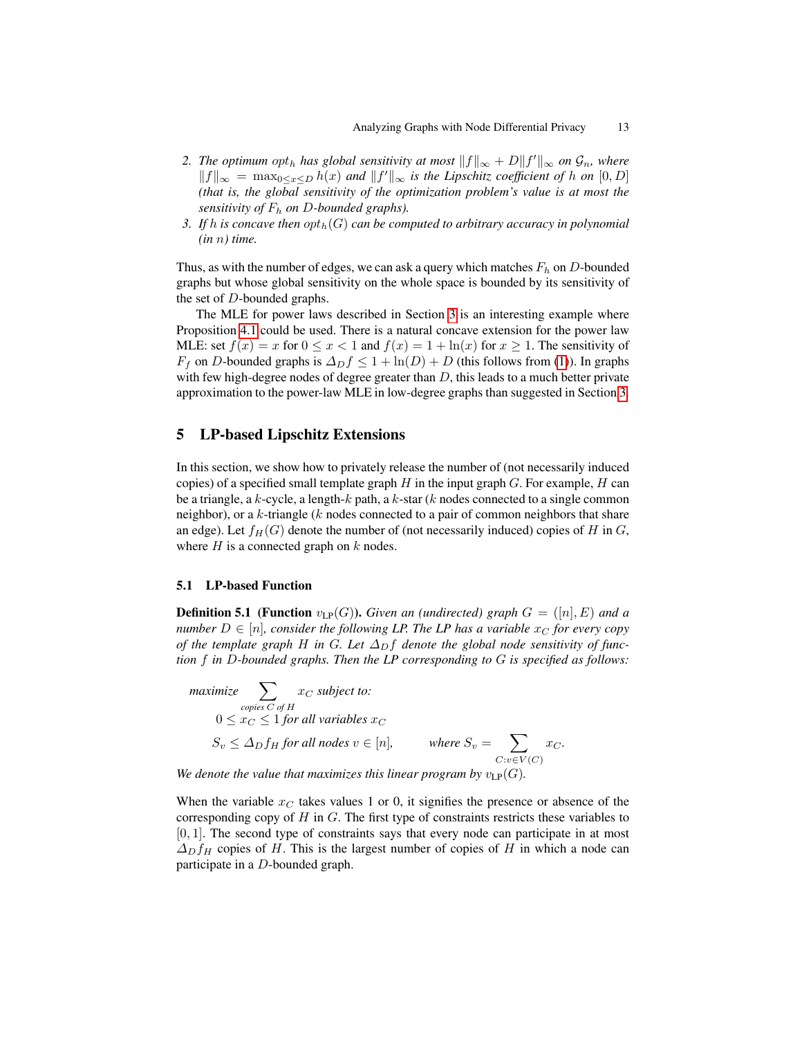2. *The optimum* $opt_h$ *has global sensitivity at most* $\|f\|_\infty + D\|f'\|_\infty$ *on* $\mathcal{G}_n$*, where* $\|f\|_\infty = \max_{0 \le x \le D} h(x)$ *and* $\|f'\|_\infty$ *is the Lipschitz coefficient of* $h$ *on* $[0, D]$ *(that is, the global sensitivity of the optimization problem's value is at most the sensitivity of* $F_h$ *on* $D$*-bounded graphs).*
3. *If* $h$ *is concave then* $opt_h(G)$ *can be computed to arbitrary accuracy in polynomial (in* $n$*) time.*

Thus, as with the number of edges, we can ask a query which matches $F_h$ on $D$-bounded graphs but whose global sensitivity on the whole space is bounded by its sensitivity of the set of $D$-bounded graphs.

The MLE for power laws described in Section 3 is an interesting example where Proposition 4.1 could be used. There is a natural concave extension for the power law MLE: set $f(x) = x$ for $0 \le x < 1$ and $f(x) = 1 + \ln(x)$ for $x \ge 1$. The sensitivity of $F_f$ on $D$-bounded graphs is $\Delta_D f \le 1 + \ln(D) + D$ (this follows from (1)). In graphs with few high-degree nodes of degree greater than $D$, this leads to a much better private approximation to the power-law MLE in low-degree graphs than suggested in Section 3.

## 5 LP-based Lipschitz Extensions

In this section, we show how to privately release the number of (not necessarily induced copies) of a specified small template graph $H$ in the input graph $G$. For example, $H$ can be a triangle, a $k$-cycle, a length-$k$ path, a $k$-star ($k$ nodes connected to a single common neighbor), or a $k$-triangle ($k$ nodes connected to a pair of common neighbors that share an edge). Let $f_H(G)$ denote the number of (not necessarily induced) copies of $H$ in $G$, where $H$ is a connected graph on $k$ nodes.

### 5.1 LP-based Function

**Definition 5.1 (Function $v_{\text{LP}}(G)$).** *Given an (undirected) graph* $G = ([n], E)$ *and a number* $D \in [n]$*, consider the following LP. The LP has a variable* $x_C$ *for every copy of the template graph* $H$ *in* $G$*. Let* $\Delta_D f$ *denote the global node sensitivity of function* $f$ *in* $D$*-bounded graphs. Then the LP corresponding to* $G$ *is specified as follows:*

$$\text{maximize} \sum_{\text{copies } C \text{ of } H} x_C \text{ subject to:}$$

$$0 \le x_C \le 1 \text{ for all variables } x_C$$

$$S_v \le \Delta_D f_H \text{ for all nodes } v \in [n], \qquad \text{where } S_v = \sum_{C: v \in V(C)} x_C.$$

*We denote the value that maximizes this linear program by* $v_{\text{LP}}(G)$*.*

When the variable $x_C$ takes values 1 or 0, it signifies the presence or absence of the corresponding copy of $H$ in $G$. The first type of constraints restricts these variables to $[0, 1]$. The second type of constraints says that every node can participate in at most $\Delta_D f_H$ copies of $H$. This is the largest number of copies of $H$ in which a node can participate in a $D$-bounded graph.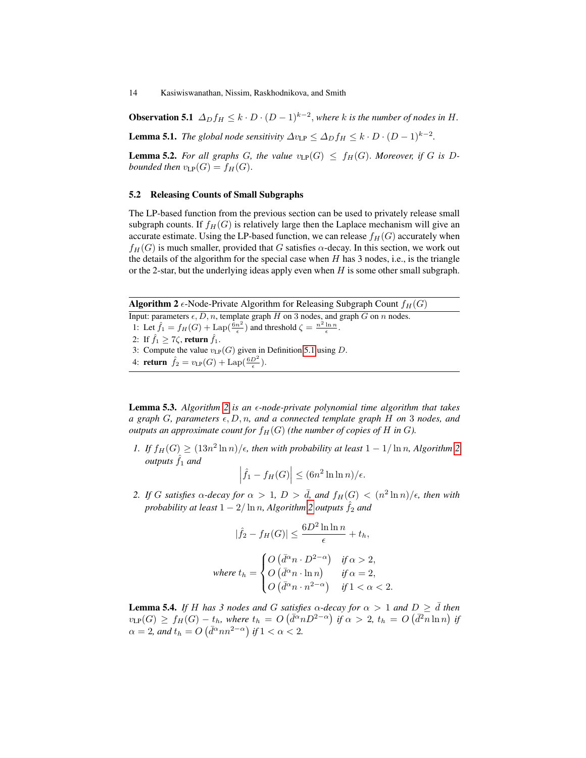**Observation 5.1** $\Delta_D f_H \leq k \cdot D \cdot (D-1)^{k-2}$, *where $k$ is the number of nodes in $H$.*

**Lemma 5.1.** *The global node sensitivity $\Delta v_{\rm LP} \leq \Delta_D f_H \leq k \cdot D \cdot (D-1)^{k-2}$.*

**Lemma 5.2.** *For all graphs $G$, the value $v_{\rm LP}(G) \leq f_H(G)$. Moreover, if $G$ is $D$-bounded then $v_{\rm LP}(G) = f_H(G)$.*

### 5.2 Releasing Counts of Small Subgraphs

The LP-based function from the previous section can be used to privately release small subgraph counts. If $f_H(G)$ is relatively large then the Laplace mechanism will give an accurate estimate. Using the LP-based function, we can release $f_H(G)$ accurately when $f_H(G)$ is much smaller, provided that $G$ satisfies $\alpha$-decay. In this section, we work out the details of the algorithm for the special case when $H$ has 3 nodes, i.e., is the triangle or the 2-star, but the underlying ideas apply even when $H$ is some other small subgraph.

---

**Algorithm 2** $\epsilon$-Node-Private Algorithm for Releasing Subgraph Count $f_H(G)$

---

Input: parameters $\epsilon, D, n$, template graph $H$ on 3 nodes, and graph $G$ on $n$ nodes.

1: Let $\hat{f}_1 = f_H(G) + \text{Lap}(\frac{6n^2}{\epsilon})$ and threshold $\zeta = \frac{n^2 \ln n}{\epsilon}$.

2: If $\hat{f}_1 \geq 7\zeta$, **return** $\hat{f}_1$.

3: Compute the value $v_{\rm LP}(G)$ given in Definition 5.1 using $D$.

4: **return** $\hat{f}_2 = v_{\rm LP}(G) + \text{Lap}(\frac{6D^2}{\epsilon})$.

---

**Lemma 5.3.** *Algorithm 2 is an $\epsilon$-node-private polynomial time algorithm that takes a graph $G$, parameters $\epsilon, D, n$, and a connected template graph $H$ on 3 nodes, and outputs an approximate count for $f_H(G)$ (the number of copies of $H$ in $G$).*

1. *If $f_H(G) \geq (13n^2 \ln n)/\epsilon$, then with probability at least $1 - 1/\ln n$, Algorithm 2 outputs $\hat{f}_1$ and*
$$\left|\hat{f}_1 - f_H(G)\right| \leq (6n^2 \ln \ln n)/\epsilon.$$

2. *If $G$ satisfies $\alpha$-decay for $\alpha > 1$, $D > \bar{d}$, and $f_H(G) < (n^2 \ln n)/\epsilon$, then with probability at least $1 - 2/\ln n$, Algorithm 2 outputs $\hat{f}_2$ and*
$$|\hat{f}_2 - f_H(G)| \leq \frac{6D^2 \ln \ln n}{\epsilon} + t_h,$$
$$\text{where } t_h = \begin{cases} O\left(\bar{d}^{\alpha} n \cdot D^{2-\alpha}\right) & \text{if } \alpha > 2, \\ O\left(\bar{d}^{\alpha} n \cdot \ln n\right) & \text{if } \alpha = 2, \\ O\left(\bar{d}^{\alpha} n \cdot n^{2-\alpha}\right) & \text{if } 1 < \alpha < 2. \end{cases}$$

**Lemma 5.4.** *If $H$ has 3 nodes and $G$ satisfies $\alpha$-decay for $\alpha > 1$ and $D \geq \bar{d}$ then $v_{\rm LP}(G) \geq f_H(G) - t_h$, where $t_h = O\left(\bar{d}^{\alpha} n D^{2-\alpha}\right)$ if $\alpha > 2$, $t_h = O\left(\bar{d}^2 n \ln n\right)$ if $\alpha = 2$, and $t_h = O\left(\bar{d}^{\alpha} n n^{2-\alpha}\right)$ if $1 < \alpha < 2$.*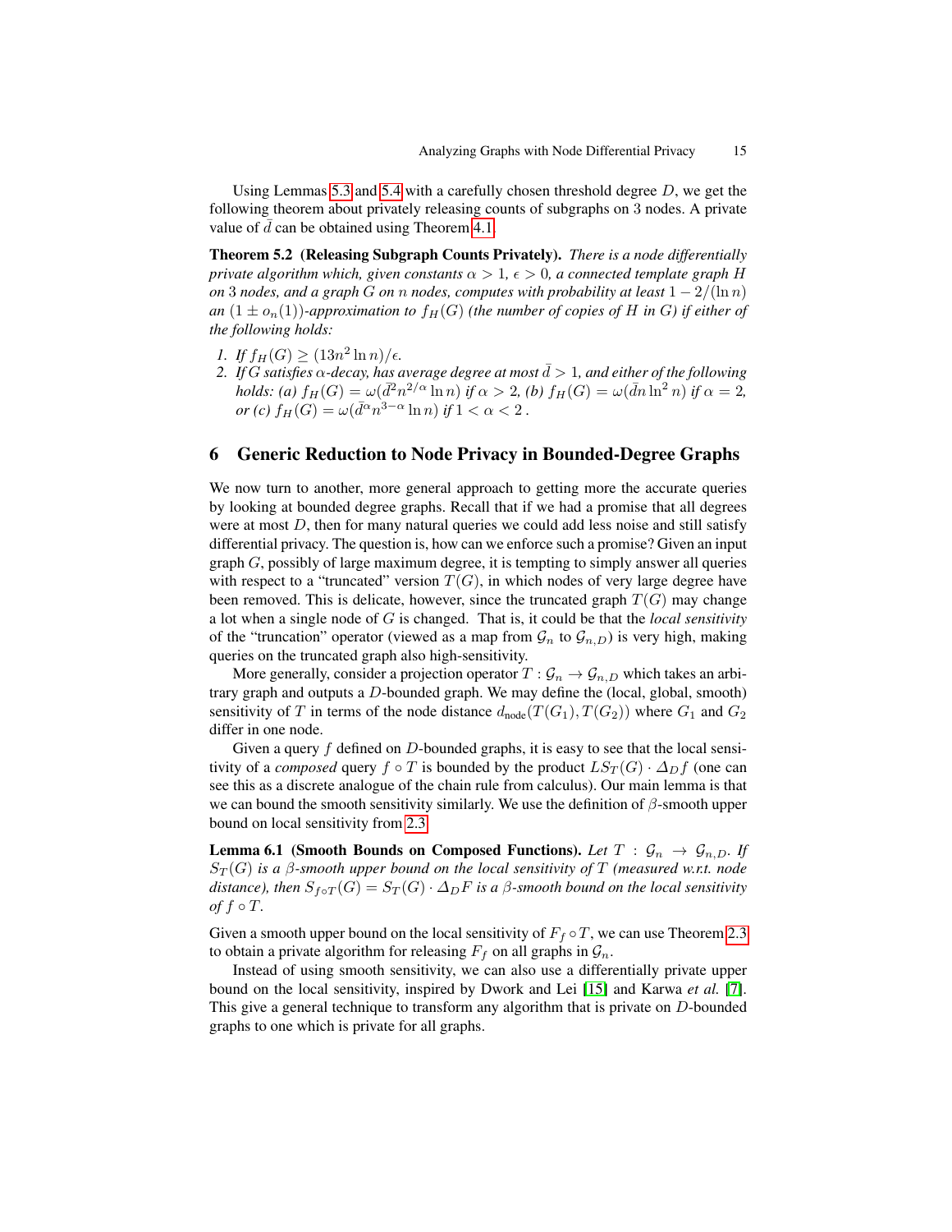Using Lemmas 5.3 and 5.4 with a carefully chosen threshold degree $D$, we get the following theorem about privately releasing counts of subgraphs on 3 nodes. A private value of $\bar{d}$ can be obtained using Theorem 4.1.

**Theorem 5.2 (Releasing Subgraph Counts Privately).** *There is a node differentially private algorithm which, given constants $\alpha > 1$, $\epsilon > 0$, a connected template graph $H$ on 3 nodes, and a graph $G$ on $n$ nodes, computes with probability at least $1 - 2/(\ln n)$ an $(1 \pm o_n(1))$-approximation to $f_H(G)$ (the number of copies of $H$ in $G$) if either of the following holds:*

1. *If $f_H(G) \geq (13n^2 \ln n)/\epsilon$.*
2. *If $G$ satisfies $\alpha$-decay, has average degree at most $\bar{d} > 1$, and either of the following holds: (a) $f_H(G) = \omega(\bar{d}^2 n^{2/\alpha} \ln n)$ if $\alpha > 2$, (b) $f_H(G) = \omega(\bar{d} n \ln^2 n)$ if $\alpha = 2$, or (c) $f_H(G) = \omega(\bar{d}^\alpha n^{3-\alpha} \ln n)$ if $1 < \alpha < 2$.*

## 6 Generic Reduction to Node Privacy in Bounded-Degree Graphs

We now turn to another, more general approach to getting more the accurate queries by looking at bounded degree graphs. Recall that if we had a promise that all degrees were at most $D$, then for many natural queries we could add less noise and still satisfy differential privacy. The question is, how can we enforce such a promise? Given an input graph $G$, possibly of large maximum degree, it is tempting to simply answer all queries with respect to a "truncated" version $T(G)$, in which nodes of very large degree have been removed. This is delicate, however, since the truncated graph $T(G)$ may change a lot when a single node of $G$ is changed. That is, it could be that the *local sensitivity* of the "truncation" operator (viewed as a map from $\mathcal{G}_n$ to $\mathcal{G}_{n,D}$) is very high, making queries on the truncated graph also high-sensitivity.

More generally, consider a projection operator $T : \mathcal{G}_n \to \mathcal{G}_{n,D}$ which takes an arbitrary graph and outputs a $D$-bounded graph. We may define the (local, global, smooth) sensitivity of $T$ in terms of the node distance $d_{\text{node}}(T(G_1), T(G_2))$ where $G_1$ and $G_2$ differ in one node.

Given a query $f$ defined on $D$-bounded graphs, it is easy to see that the local sensitivity of a *composed* query $f \circ T$ is bounded by the product $LS_T(G) \cdot \Delta_D f$ (one can see this as a discrete analogue of the chain rule from calculus). Our main lemma is that we can bound the smooth sensitivity similarly. We use the definition of $\beta$-smooth upper bound on local sensitivity from 2.3.

**Lemma 6.1 (Smooth Bounds on Composed Functions).** *Let $T : \mathcal{G}_n \to \mathcal{G}_{n,D}$. If $S_T(G)$ is a $\beta$-smooth upper bound on the local sensitivity of $T$ (measured w.r.t. node distance), then $S_{f \circ T}(G) = S_T(G) \cdot \Delta_D F$ is a $\beta$-smooth bound on the local sensitivity of $f \circ T$.*

Given a smooth upper bound on the local sensitivity of $F_f \circ T$, we can use Theorem 2.3 to obtain a private algorithm for releasing $F_f$ on all graphs in $\mathcal{G}_n$.

Instead of using smooth sensitivity, we can also use a differentially private upper bound on the local sensitivity, inspired by Dwork and Lei [15] and Karwa *et al.* [7]. This give a general technique to transform any algorithm that is private on $D$-bounded graphs to one which is private for all graphs.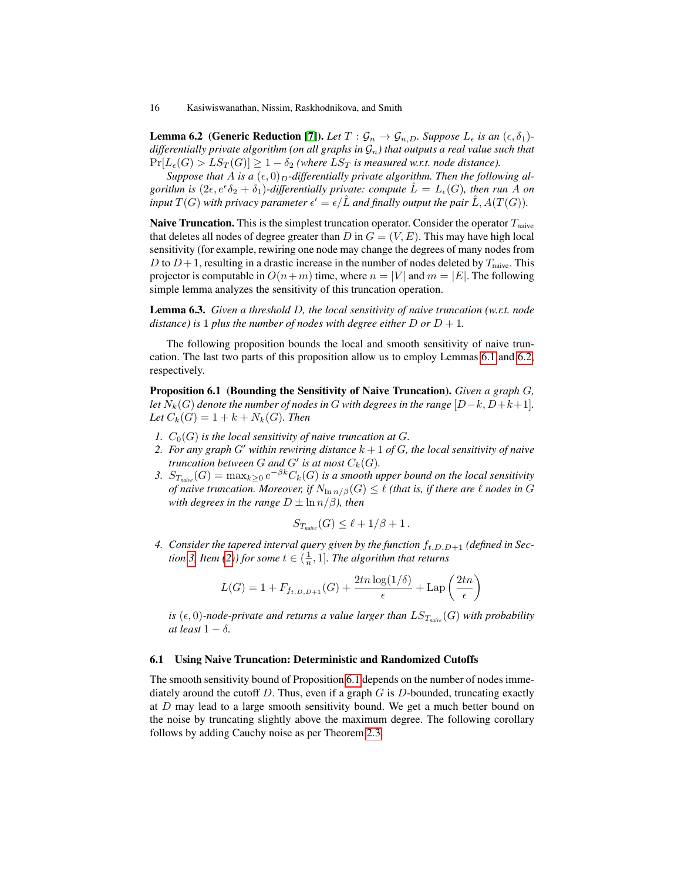**Lemma 6.2 (Generic Reduction [7]).** *Let $T : \mathcal{G}_n \to \mathcal{G}_{n,D}$. Suppose $L_\epsilon$ is an $(\epsilon, \delta_1)$-differentially private algorithm (on all graphs in $\mathcal{G}_n$) that outputs a real value such that $\Pr[L_\epsilon(G) > LS_T(G)] \geq 1 - \delta_2$ (where $LS_T$ is measured w.r.t. node distance).*

*Suppose that $A$ is a $(\epsilon, 0)_D$-differentially private algorithm. Then the following algorithm is $(2\epsilon, e^\epsilon \delta_2 + \delta_1)$-differentially private: compute $\hat{L} = L_\epsilon(G)$, then run $A$ on input $T(G)$ with privacy parameter $\epsilon' = \epsilon/\hat{L}$ and finally output the pair $\hat{L}, A(T(G))$.*

**Naive Truncation.** This is the simplest truncation operator. Consider the operator $T_{\text{naive}}$ that deletes all nodes of degree greater than $D$ in $G = (V, E)$. This may have high local sensitivity (for example, rewiring one node may change the degrees of many nodes from $D$ to $D+1$, resulting in a drastic increase in the number of nodes deleted by $T_{\text{naive}}$. This projector is computable in $O(n+m)$ time, where $n = |V|$ and $m = |E|$. The following simple lemma analyzes the sensitivity of this truncation operation.

**Lemma 6.3.** *Given a threshold $D$, the local sensitivity of naive truncation (w.r.t. node distance) is 1 plus the number of nodes with degree either $D$ or $D+1$.*

The following proposition bounds the local and smooth sensitivity of naive truncation. The last two parts of this proposition allow us to employ Lemmas 6.1 and 6.2, respectively.

**Proposition 6.1 (Bounding the Sensitivity of Naive Truncation).** *Given a graph $G$, let $N_k(G)$ denote the number of nodes in $G$ with degrees in the range $[D-k, D+k+1]$. Let $C_k(G) = 1 + k + N_k(G)$. Then*

1. *$C_0(G)$ is the local sensitivity of naive truncation at $G$.*
2. *For any graph $G'$ within rewiring distance $k+1$ of $G$, the local sensitivity of naive truncation between $G$ and $G'$ is at most $C_k(G)$.*
3. *$S_{T_{\text{naive}}}(G) = \max_{k \geq 0} e^{-\beta k} C_k(G)$ is a smooth upper bound on the local sensitivity of naive truncation. Moreover, if $N_{\ln n/\beta}(G) \leq \ell$ (that is, if there are $\ell$ nodes in $G$ with degrees in the range $D \pm \ln n/\beta$), then*

$$S_{T_{\text{naive}}}(G) \leq \ell + 1/\beta + 1\,.$$

4. *Consider the tapered interval query given by the function $f_{t,D,D+1}$ (defined in Section 3, Item (2)) for some $t \in (\frac{1}{n}, 1]$. The algorithm that returns*

$$L(G) = 1 + F_{f_{t,D,D+1}}(G) + \frac{2tn\log(1/\delta)}{\epsilon} + \text{Lap}\left(\frac{2tn}{\epsilon}\right)$$

*is $(\epsilon, 0)$-node-private and returns a value larger than $LS_{T_{\text{naive}}}(G)$ with probability at least $1 - \delta$.*

### 6.1 Using Naive Truncation: Deterministic and Randomized Cutoffs

The smooth sensitivity bound of Proposition 6.1 depends on the number of nodes immediately around the cutoff $D$. Thus, even if a graph $G$ is $D$-bounded, truncating exactly at $D$ may lead to a large smooth sensitivity bound. We get a much better bound on the noise by truncating slightly above the maximum degree. The following corollary follows by adding Cauchy noise as per Theorem 2.3.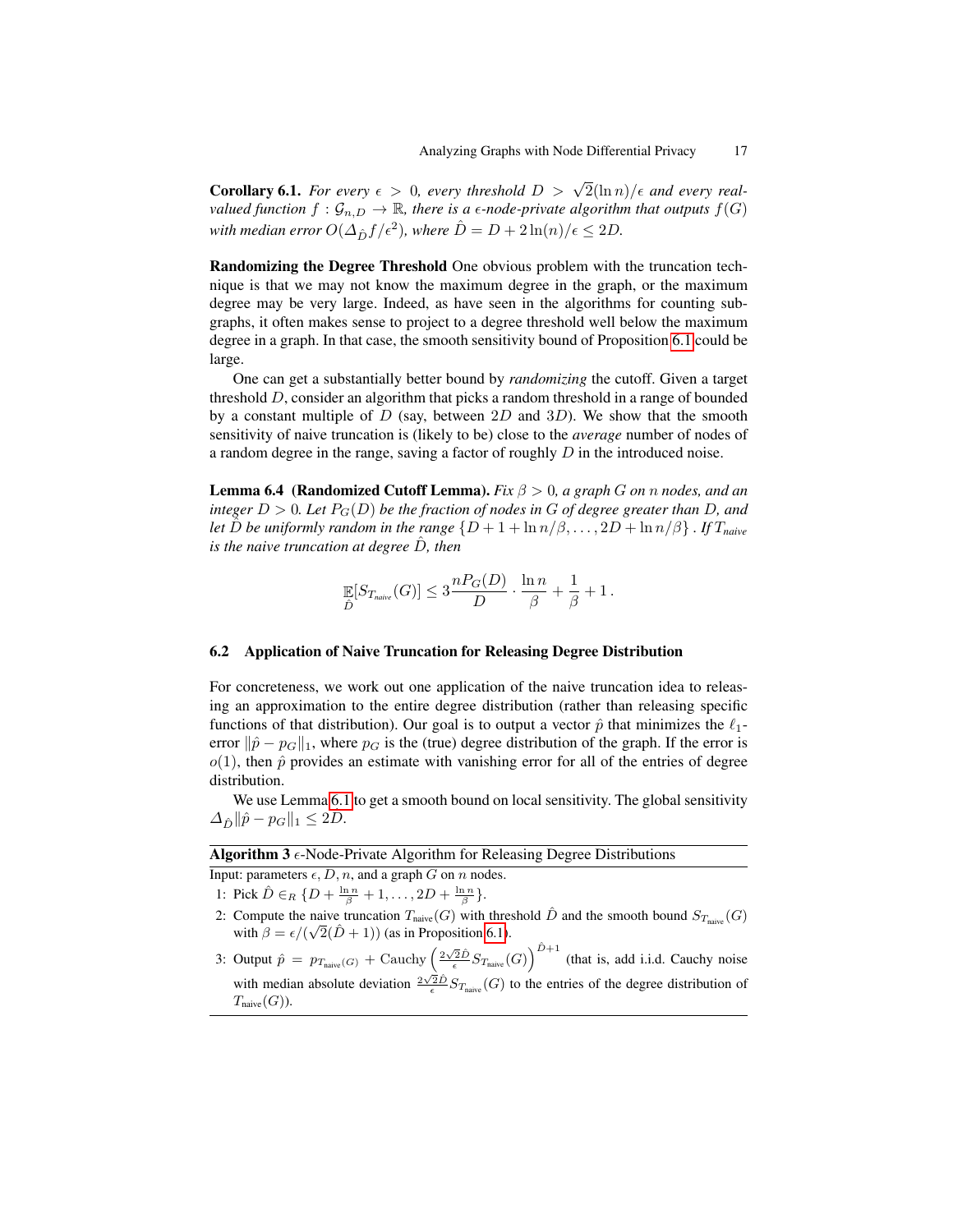**Corollary 6.1.** *For every $\epsilon > 0$, every threshold $D > \sqrt{2}(\ln n)/\epsilon$ and every real-valued function $f : \mathcal{G}_{n,D} \to \mathbb{R}$, there is a $\epsilon$-node-private algorithm that outputs $f(G)$ with median error $O(\Delta_{\hat{D}} f/\epsilon^2)$, where $\hat{D} = D + 2\ln(n)/\epsilon \leq 2D$.*

**Randomizing the Degree Threshold** One obvious problem with the truncation technique is that we may not know the maximum degree in the graph, or the maximum degree may be very large. Indeed, as have seen in the algorithms for counting subgraphs, it often makes sense to project to a degree threshold well below the maximum degree in a graph. In that case, the smooth sensitivity bound of Proposition 6.1 could be large.

One can get a substantially better bound by *randomizing* the cutoff. Given a target threshold $D$, consider an algorithm that picks a random threshold in a range of bounded by a constant multiple of $D$ (say, between $2D$ and $3D$). We show that the smooth sensitivity of naive truncation is (likely to be) close to the *average* number of nodes of a random degree in the range, saving a factor of roughly $D$ in the introduced noise.

**Lemma 6.4 (Randomized Cutoff Lemma).** *Fix $\beta > 0$, a graph $G$ on $n$ nodes, and an integer $D > 0$. Let $P_G(D)$ be the fraction of nodes in $G$ of degree greater than $D$, and let $\hat{D}$ be uniformly random in the range $\{D + 1 + \ln n/\beta, \ldots, 2D + \ln n/\beta\}$. If $T_{naive}$ is the naive truncation at degree $\hat{D}$, then*

$$\mathop{\mathbb{E}}_{\hat{D}}[S_{T_{naive}}(G)] \leq 3\frac{nP_G(D)}{D} \cdot \frac{\ln n}{\beta} + \frac{1}{\beta} + 1\,.$$

## 6.2 Application of Naive Truncation for Releasing Degree Distribution

For concreteness, we work out one application of the naive truncation idea to releasing an approximation to the entire degree distribution (rather than releasing specific functions of that distribution). Our goal is to output a vector $\hat{p}$ that minimizes the $\ell_1$-error $\|\hat{p} - p_G\|_1$, where $p_G$ is the (true) degree distribution of the graph. If the error is $o(1)$, then $\hat{p}$ provides an estimate with vanishing error for all of the entries of degree distribution.

We use Lemma 6.1 to get a smooth bound on local sensitivity. The global sensitivity $\Delta_{\hat{D}}\|\hat{p} - p_G\|_1 \leq 2\hat{D}$.

---

**Algorithm 3** $\epsilon$-Node-Private Algorithm for Releasing Degree Distributions

---

Input: parameters $\epsilon$, $D$, $n$, and a graph $G$ on $n$ nodes.

1: Pick $\hat{D} \in_R \{D + \frac{\ln n}{\beta} + 1, \ldots, 2D + \frac{\ln n}{\beta}\}$.

2: Compute the naive truncation $T_{\text{naive}}(G)$ with threshold $\hat{D}$ and the smooth bound $S_{T_{\text{naive}}}(G)$ with $\beta = \epsilon/(\sqrt{2}(\hat{D}+1))$ (as in Proposition 6.1).

3: Output $\hat{p} = p_{T_{\text{naive}}(G)} + \text{Cauchy}\left(\frac{2\sqrt{2}\hat{D}}{\epsilon} S_{T_{\text{naive}}}(G)\right)^{\hat{D}+1}$ (that is, add i.i.d. Cauchy noise with median absolute deviation $\frac{2\sqrt{2}\hat{D}}{\epsilon} S_{T_{\text{naive}}}(G)$ to the entries of the degree distribution of $T_{\text{naive}}(G)$).

---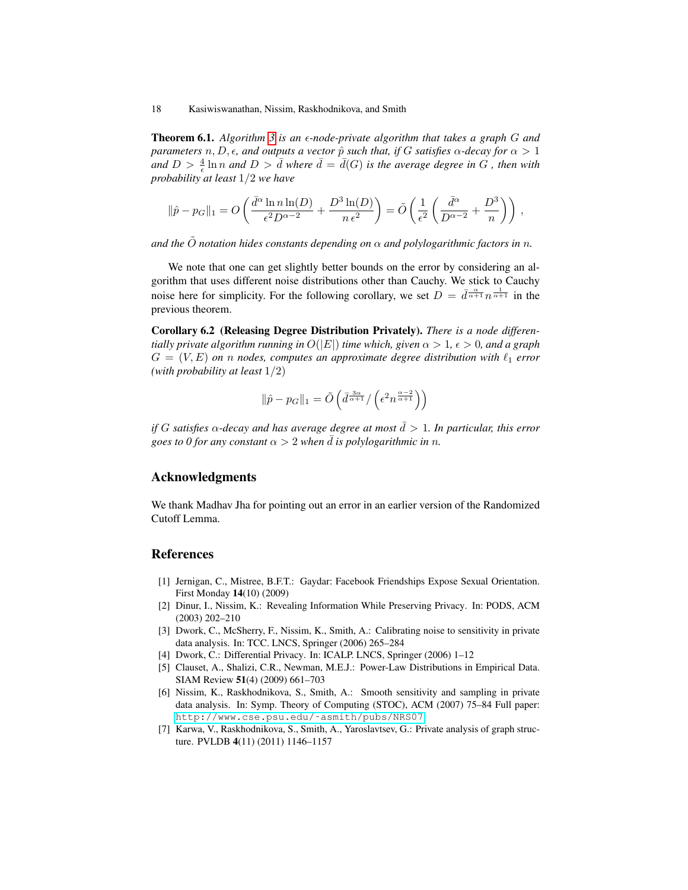**Theorem 6.1.** *Algorithm 3 is an $\epsilon$-node-private algorithm that takes a graph $G$ and parameters $n, D, \epsilon$, and outputs a vector $\hat{p}$ such that, if $G$ satisfies $\alpha$-decay for $\alpha > 1$ and $D > \frac{4}{\epsilon} \ln n$ and $D > \bar{d}$ where $\bar{d} = \bar{d}(G)$ is the average degree in $G$ , then with probability at least $1/2$ we have*

$$\|\hat{p} - p_G\|_1 = O\left(\frac{\bar{d}^{\alpha} \ln n \ln(D)}{\epsilon^2 D^{\alpha-2}} + \frac{D^3 \ln(D)}{n\,\epsilon^2}\right) = \tilde{O}\left(\frac{1}{\epsilon^2}\left(\frac{\bar{d}^{\alpha}}{D^{\alpha-2}} + \frac{D^3}{n}\right)\right),$$

*and the $\tilde{O}$ notation hides constants depending on $\alpha$ and polylogarithmic factors in $n$.*

We note that one can get slightly better bounds on the error by considering an algorithm that uses different noise distributions other than Cauchy. We stick to Cauchy noise here for simplicity. For the following corollary, we set $D = \bar{d}^{\frac{\alpha}{\alpha+1}} n^{\frac{1}{\alpha+1}}$ in the previous theorem.

**Corollary 6.2 (Releasing Degree Distribution Privately).** *There is a node differentially private algorithm running in $O(|E|)$ time which, given $\alpha > 1$, $\epsilon > 0$, and a graph $G = (V, E)$ on $n$ nodes, computes an approximate degree distribution with $\ell_1$ error (with probability at least $1/2$)*

$$\|\hat{p} - p_G\|_1 = \tilde{O}\left(\bar{d}^{\frac{3\alpha}{\alpha+1}} / \left(\epsilon^2 n^{\frac{\alpha-2}{\alpha+1}}\right)\right)$$

*if $G$ satisfies $\alpha$-decay and has average degree at most $\bar{d} > 1$. In particular, this error goes to 0 for any constant $\alpha > 2$ when $\bar{d}$ is polylogarithmic in $n$.*

## Acknowledgments

We thank Madhav Jha for pointing out an error in an earlier version of the Randomized Cutoff Lemma.

## References

[1] Jernigan, C., Mistree, B.F.T.: Gaydar: Facebook Friendships Expose Sexual Orientation. First Monday **14**(10) (2009)

[2] Dinur, I., Nissim, K.: Revealing Information While Preserving Privacy. In: PODS, ACM (2003) 202–210

[3] Dwork, C., McSherry, F., Nissim, K., Smith, A.: Calibrating noise to sensitivity in private data analysis. In: TCC. LNCS, Springer (2006) 265–284

[4] Dwork, C.: Differential Privacy. In: ICALP. LNCS, Springer (2006) 1–12

[5] Clauset, A., Shalizi, C.R., Newman, M.E.J.: Power-Law Distributions in Empirical Data. SIAM Review **51**(4) (2009) 661–703

[6] Nissim, K., Raskhodnikova, S., Smith, A.: Smooth sensitivity and sampling in private data analysis. In: Symp. Theory of Computing (STOC), ACM (2007) 75–84 Full paper: http://www.cse.psu.edu/~asmith/pubs/NRS07

[7] Karwa, V., Raskhodnikova, S., Smith, A., Yaroslavtsev, G.: Private analysis of graph structure. PVLDB **4**(11) (2011) 1146–1157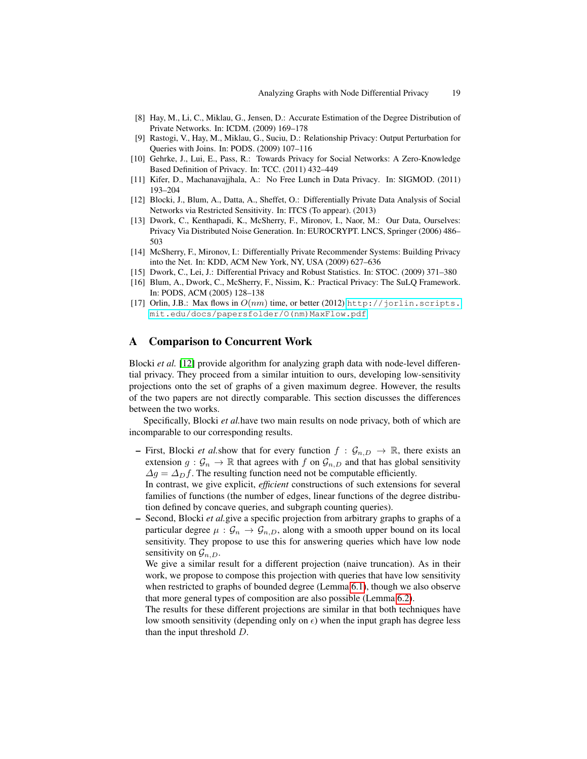[8] Hay, M., Li, C., Miklau, G., Jensen, D.: Accurate Estimation of the Degree Distribution of Private Networks. In: ICDM. (2009) 169–178

[9] Rastogi, V., Hay, M., Miklau, G., Suciu, D.: Relationship Privacy: Output Perturbation for Queries with Joins. In: PODS. (2009) 107–116

[10] Gehrke, J., Lui, E., Pass, R.: Towards Privacy for Social Networks: A Zero-Knowledge Based Definition of Privacy. In: TCC. (2011) 432–449

[11] Kifer, D., Machanavajjhala, A.: No Free Lunch in Data Privacy. In: SIGMOD. (2011) 193–204

[12] Blocki, J., Blum, A., Datta, A., Sheffet, O.: Differentially Private Data Analysis of Social Networks via Restricted Sensitivity. In: ITCS (To appear). (2013)

[13] Dwork, C., Kenthapadi, K., McSherry, F., Mironov, I., Naor, M.: Our Data, Ourselves: Privacy Via Distributed Noise Generation. In: EUROCRYPT. LNCS, Springer (2006) 486–503

[14] McSherry, F., Mironov, I.: Differentially Private Recommender Systems: Building Privacy into the Net. In: KDD, ACM New York, NY, USA (2009) 627–636

[15] Dwork, C., Lei, J.: Differential Privacy and Robust Statistics. In: STOC. (2009) 371–380

[16] Blum, A., Dwork, C., McSherry, F., Nissim, K.: Practical Privacy: The SuLQ Framework. In: PODS, ACM (2005) 128–138

[17] Orlin, J.B.: Max flows in $O(nm)$ time, or better (2012) http://jorlin.scripts.mit.edu/docs/papersfolder/O(nm)MaxFlow.pdf

# A Comparison to Concurrent Work

Blocki *et al.* [12] provide algorithm for analyzing graph data with node-level differential privacy. They proceed from a similar intuition to ours, developing low-sensitivity projections onto the set of graphs of a given maximum degree. However, the results of the two papers are not directly comparable. This section discusses the differences between the two works.

Specifically, Blocki *et al.*have two main results on node privacy, both of which are incomparable to our corresponding results.

- First, Blocki *et al.*show that for every function $f : \mathcal{G}_{n,D} \to \mathbb{R}$, there exists an extension $g : \mathcal{G}_n \to \mathbb{R}$ that agrees with $f$ on $\mathcal{G}_{n,D}$ and that has global sensitivity $\Delta g = \Delta_D f$. The resulting function need not be computable efficiently.
  In contrast, we give explicit, *efficient* constructions of such extensions for several families of functions (the number of edges, linear functions of the degree distribution defined by concave queries, and subgraph counting queries).
- Second, Blocki *et al.*give a specific projection from arbitrary graphs to graphs of a particular degree $\mu : \mathcal{G}_n \to \mathcal{G}_{n,D}$, along with a smooth upper bound on its local sensitivity. They propose to use this for answering queries which have low node sensitivity on $\mathcal{G}_{n,D}$.
  We give a similar result for a different projection (naive truncation). As in their work, we propose to compose this projection with queries that have low sensitivity when restricted to graphs of bounded degree (Lemma 6.1), though we also observe that more general types of composition are also possible (Lemma 6.2).
  The results for these different projections are similar in that both techniques have low smooth sensitivity (depending only on $\epsilon$) when the input graph has degree less than the input threshold $D$.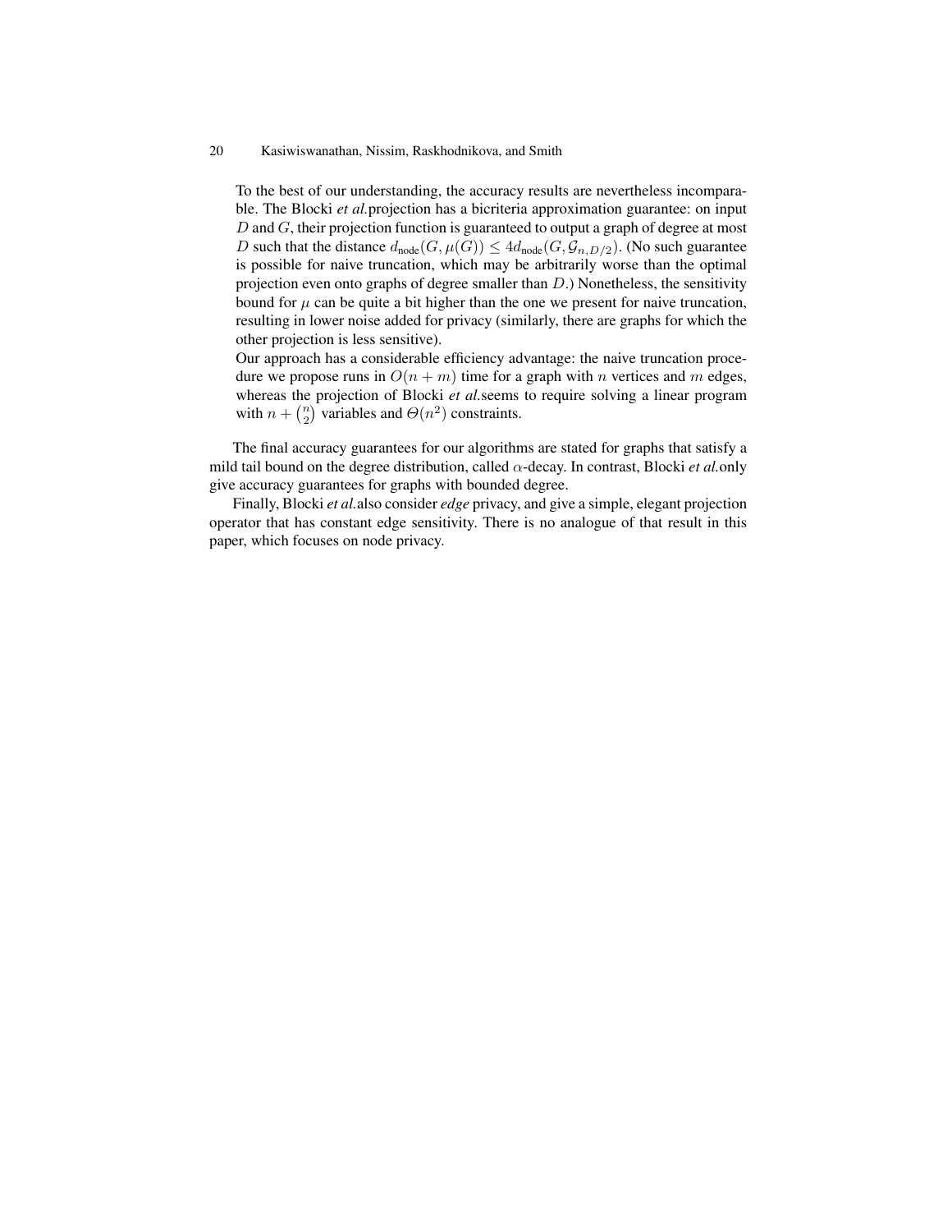To the best of our understanding, the accuracy results are nevertheless incomparable. The Blocki *et al.*projection has a bicriteria approximation guarantee: on input $D$ and $G$, their projection function is guaranteed to output a graph of degree at most $D$ such that the distance $d_{\text{node}}(G, \mu(G)) \leq 4d_{\text{node}}(G, \mathcal{G}_{n,D/2})$. (No such guarantee is possible for naive truncation, which may be arbitrarily worse than the optimal projection even onto graphs of degree smaller than $D$.) Nonetheless, the sensitivity bound for $\mu$ can be quite a bit higher than the one we present for naive truncation, resulting in lower noise added for privacy (similarly, there are graphs for which the other projection is less sensitive).

Our approach has a considerable efficiency advantage: the naive truncation procedure we propose runs in $O(n + m)$ time for a graph with $n$ vertices and $m$ edges, whereas the projection of Blocki *et al.*seems to require solving a linear program with $n + \binom{n}{2}$ variables and $\Theta(n^2)$ constraints.

The final accuracy guarantees for our algorithms are stated for graphs that satisfy a mild tail bound on the degree distribution, called $\alpha$-decay. In contrast, Blocki *et al.*only give accuracy guarantees for graphs with bounded degree.

Finally, Blocki *et al.*also consider *edge* privacy, and give a simple, elegant projection operator that has constant edge sensitivity. There is no analogue of that result in this paper, which focuses on node privacy.